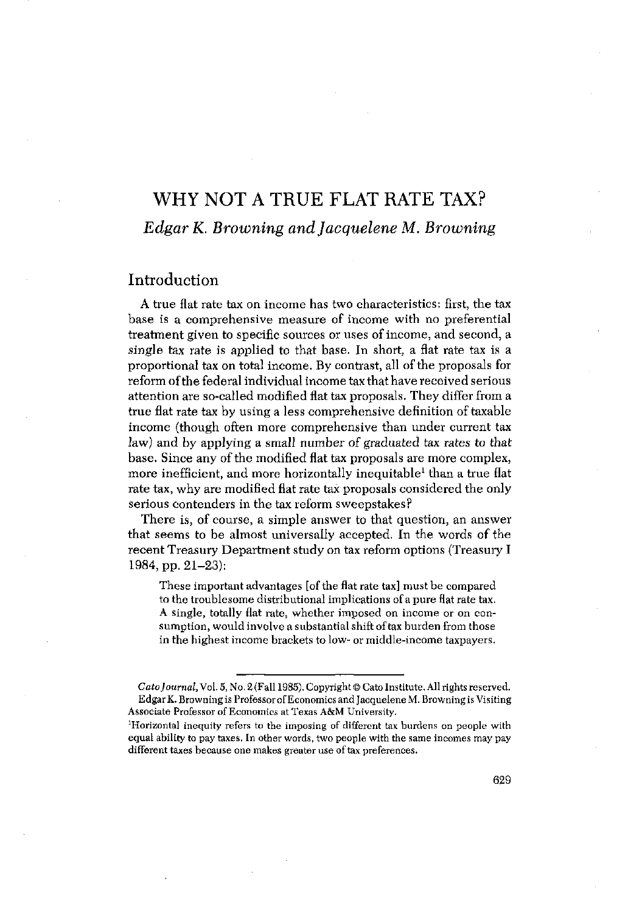# WHY NOT A TRUE FLAT RATE TAX?

*Edgar K. Browning and Jacquelene M. Browning*

## Introduction

A true flat rate tax on income has two characteristics: first, the tax base is a comprehensive measure of income with no preferential treatment given to specific sources or uses of income, and second, a single tax rate is applied to that base. In short, a flat rate tax is a proportional tax on total income. By contrast, all of the proposals for reform of the federal individual income tax that have received serious attention are so-called modified flat tax proposals. They differ from a true flat rate tax by using a less comprehensive definition of taxable income (though often more comprehensive than under current tax law) and by applying a small number of graduated tax rates to that base. Since any of the modified flat tax proposals are more complex, more inefficient, and more horizontally inequitable[1] than a true flat rate tax, why are modified flat rate tax proposals considered the only serious contenders in the tax reform sweepstakes?

There is, of course, a simple answer to that question, an answer that seems to be almost universally accepted. In the words of the recent Treasury Department study on tax reform options (Treasury I 1984, pp. 21–23):

> These important advantages [of the flat rate tax] must be compared to the troublesome distributional implications of a pure flat rate tax. A single, totally flat rate, whether imposed on income or on consumption, would involve a substantial shift of tax burden from those in the highest income brackets to low- or middle-income taxpayers.

---

*Cato Journal*, Vol. 5, No. 2 (Fall 1985). Copyright © Cato Institute. All rights reserved.

Edgar K. Browning is Professor of Economics and Jacquelene M. Browning is Visiting Associate Professor of Economics at Texas A&M University.

[1] Horizontal inequity refers to the imposing of different tax burdens on people with equal ability to pay taxes. In other words, two people with the same incomes may pay different taxes because one makes greater use of tax preferences.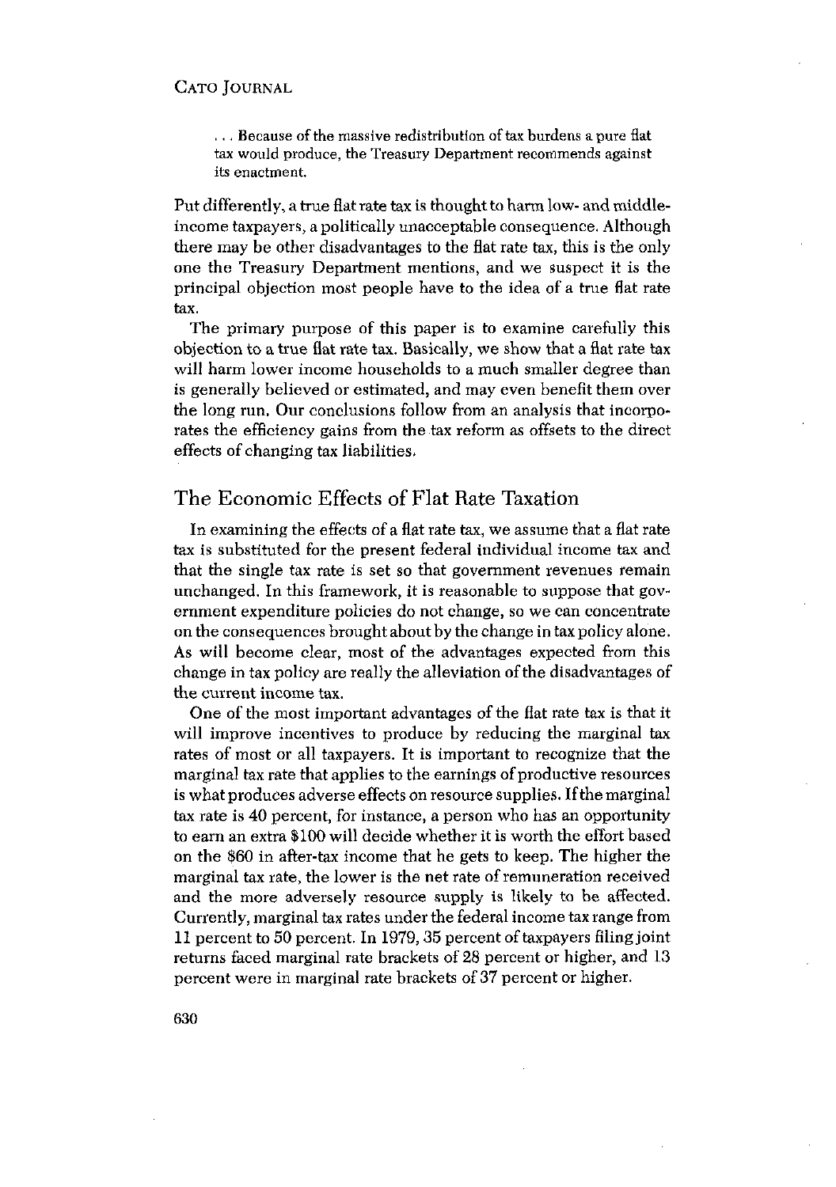> . . . Because of the massive redistribution of tax burdens a pure flat tax would produce, the Treasury Department recommends against its enactment.

Put differently, a true flat rate tax is thought to harm low- and middle-income taxpayers, a politically unacceptable consequence. Although there may be other disadvantages to the flat rate tax, this is the only one the Treasury Department mentions, and we suspect it is the principal objection most people have to the idea of a true flat rate tax.

The primary purpose of this paper is to examine carefully this objection to a true flat rate tax. Basically, we show that a flat rate tax will harm lower income households to a much smaller degree than is generally believed or estimated, and may even benefit them over the long run. Our conclusions follow from an analysis that incorporates the efficiency gains from the tax reform as offsets to the direct effects of changing tax liabilities.

## The Economic Effects of Flat Rate Taxation

In examining the effects of a flat rate tax, we assume that a flat rate tax is substituted for the present federal individual income tax and that the single tax rate is set so that government revenues remain unchanged. In this framework, it is reasonable to suppose that government expenditure policies do not change, so we can concentrate on the consequences brought about by the change in tax policy alone. As will become clear, most of the advantages expected from this change in tax policy are really the alleviation of the disadvantages of the current income tax.

One of the most important advantages of the flat rate tax is that it will improve incentives to produce by reducing the marginal tax rates of most or all taxpayers. It is important to recognize that the marginal tax rate that applies to the earnings of productive resources is what produces adverse effects on resource supplies. If the marginal tax rate is 40 percent, for instance, a person who has an opportunity to earn an extra $100 will decide whether it is worth the effort based on the $60 in after-tax income that he gets to keep. The higher the marginal tax rate, the lower is the net rate of remuneration received and the more adversely resource supply is likely to be affected. Currently, marginal tax rates under the federal income tax range from 11 percent to 50 percent. In 1979, 35 percent of taxpayers filing joint returns faced marginal rate brackets of 28 percent or higher, and 13 percent were in marginal rate brackets of 37 percent or higher.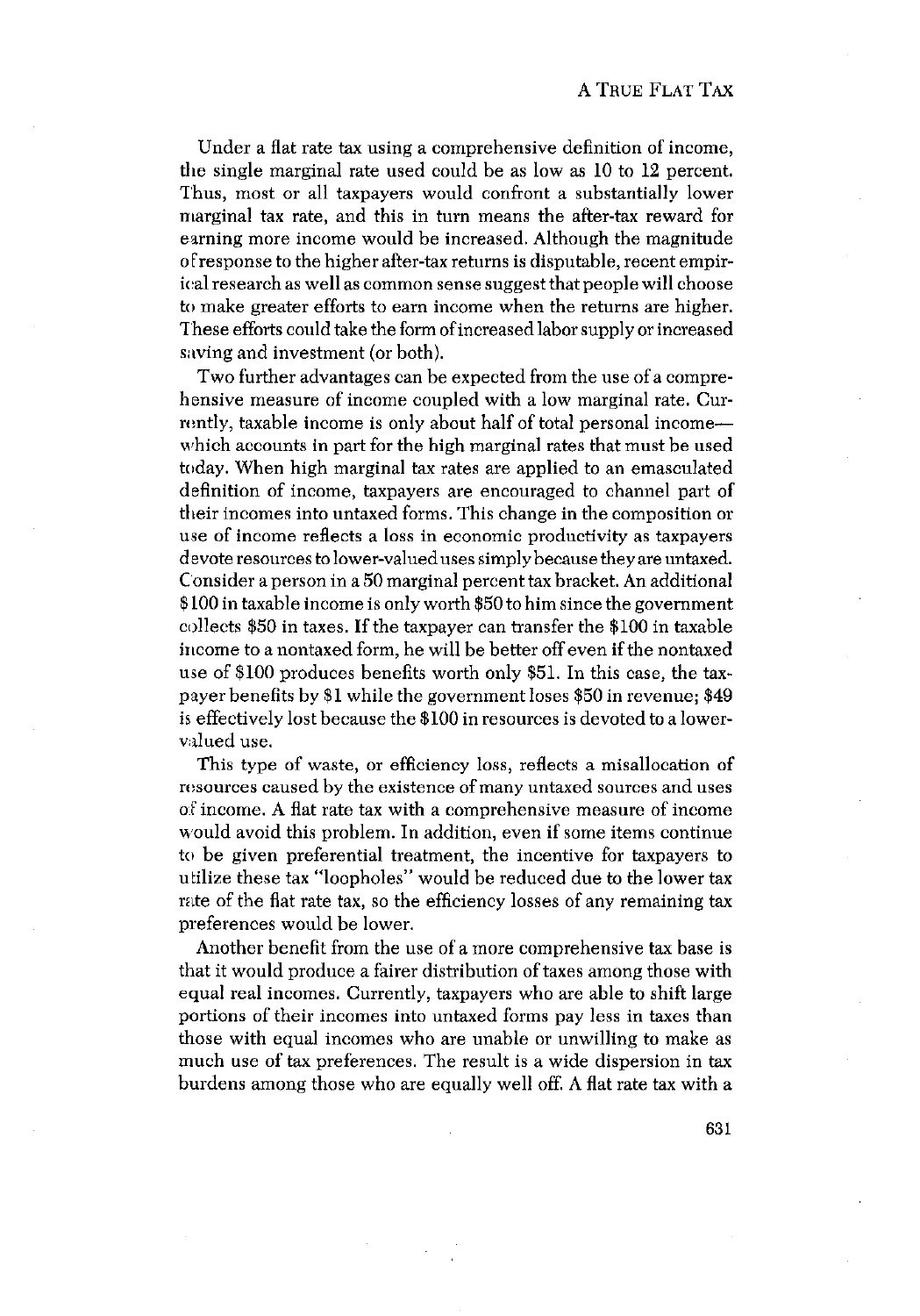Under a flat rate tax using a comprehensive definition of income, the single marginal rate used could be as low as 10 to 12 percent. Thus, most or all taxpayers would confront a substantially lower marginal tax rate, and this in turn means the after-tax reward for earning more income would be increased. Although the magnitude of response to the higher after-tax returns is disputable, recent empirical research as well as common sense suggest that people will choose to make greater efforts to earn income when the returns are higher. These efforts could take the form of increased labor supply or increased saving and investment (or both).

Two further advantages can be expected from the use of a comprehensive measure of income coupled with a low marginal rate. Currently, taxable income is only about half of total personal income—which accounts in part for the high marginal rates that must be used today. When high marginal tax rates are applied to an emasculated definition of income, taxpayers are encouraged to channel part of their incomes into untaxed forms. This change in the composition or use of income reflects a loss in economic productivity as taxpayers devote resources to lower-valued uses simply because they are untaxed. Consider a person in a 50 marginal percent tax bracket. An additional $100 in taxable income is only worth $50 to him since the government collects $50 in taxes. If the taxpayer can transfer the $100 in taxable income to a nontaxed form, he will be better off even if the nontaxed use of $100 produces benefits worth only $51. In this case, the taxpayer benefits by $1 while the government loses $50 in revenue; $49 is effectively lost because the $100 in resources is devoted to a lower-valued use.

This type of waste, or efficiency loss, reflects a misallocation of resources caused by the existence of many untaxed sources and uses of income. A flat rate tax with a comprehensive measure of income would avoid this problem. In addition, even if some items continue to be given preferential treatment, the incentive for taxpayers to utilize these tax "loopholes" would be reduced due to the lower tax rate of the flat rate tax, so the efficiency losses of any remaining tax preferences would be lower.

Another benefit from the use of a more comprehensive tax base is that it would produce a fairer distribution of taxes among those with equal real incomes. Currently, taxpayers who are able to shift large portions of their incomes into untaxed forms pay less in taxes than those with equal incomes who are unable or unwilling to make as much use of tax preferences. The result is a wide dispersion in tax burdens among those who are equally well off. A flat rate tax with a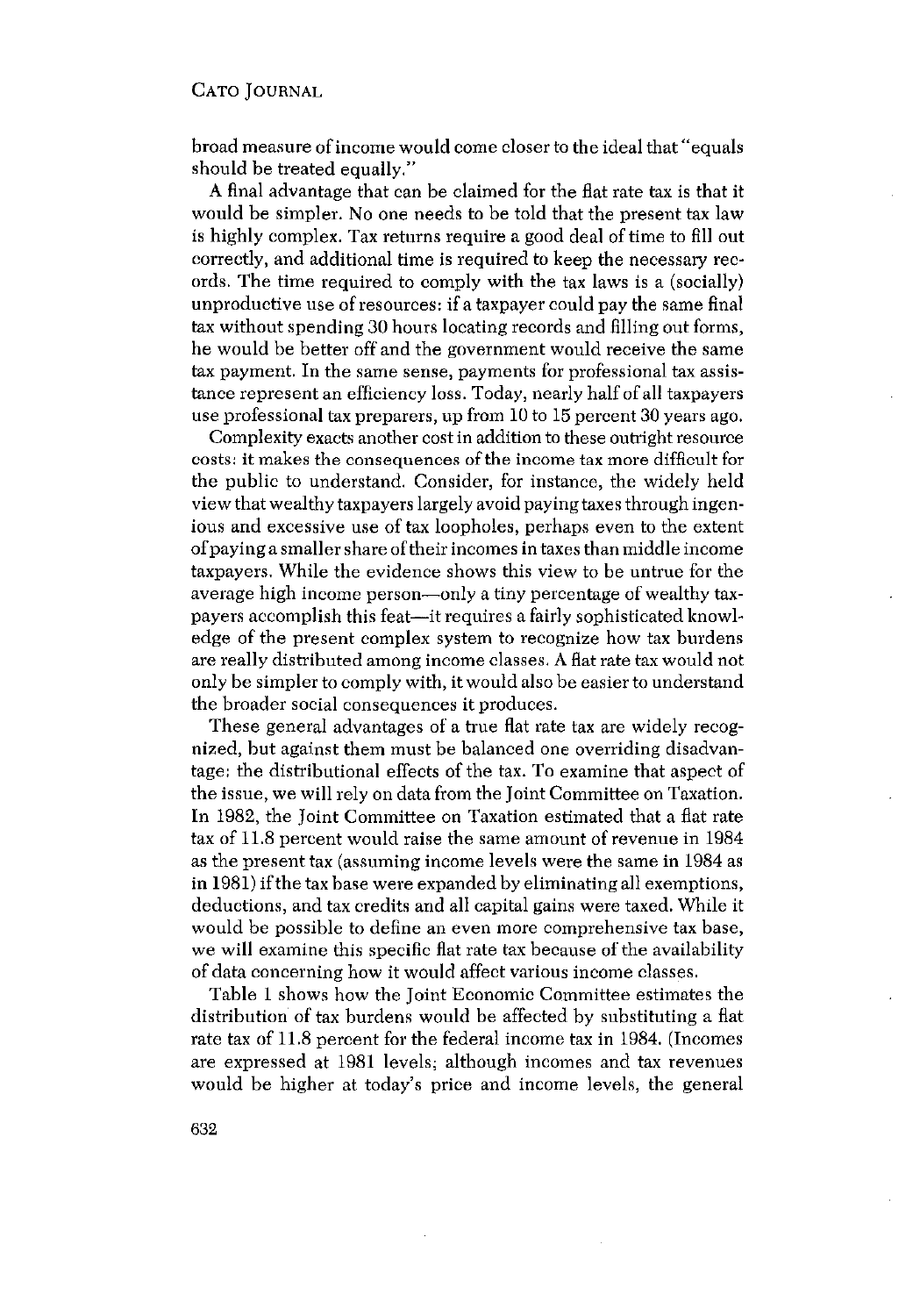broad measure of income would come closer to the ideal that "equals should be treated equally."

A final advantage that can be claimed for the flat rate tax is that it would be simpler. No one needs to be told that the present tax law is highly complex. Tax returns require a good deal of time to fill out correctly, and additional time is required to keep the necessary records. The time required to comply with the tax laws is a (socially) unproductive use of resources: if a taxpayer could pay the same final tax without spending 30 hours locating records and filling out forms, he would be better off and the government would receive the same tax payment. In the same sense, payments for professional tax assistance represent an efficiency loss. Today, nearly half of all taxpayers use professional tax preparers, up from 10 to 15 percent 30 years ago.

Complexity exacts another cost in addition to these outright resource costs: it makes the consequences of the income tax more difficult for the public to understand. Consider, for instance, the widely held view that wealthy taxpayers largely avoid paying taxes through ingenious and excessive use of tax loopholes, perhaps even to the extent of paying a smaller share of their incomes in taxes than middle income taxpayers. While the evidence shows this view to be untrue for the average high income person—only a tiny percentage of wealthy taxpayers accomplish this feat—it requires a fairly sophisticated knowledge of the present complex system to recognize how tax burdens are really distributed among income classes. A flat rate tax would not only be simpler to comply with, it would also be easier to understand the broader social consequences it produces.

These general advantages of a true flat rate tax are widely recognized, but against them must be balanced one overriding disadvantage: the distributional effects of the tax. To examine that aspect of the issue, we will rely on data from the Joint Committee on Taxation. In 1982, the Joint Committee on Taxation estimated that a flat rate tax of 11.8 percent would raise the same amount of revenue in 1984 as the present tax (assuming income levels were the same in 1984 as in 1981) if the tax base were expanded by eliminating all exemptions, deductions, and tax credits and all capital gains were taxed. While it would be possible to define an even more comprehensive tax base, we will examine this specific flat rate tax because of the availability of data concerning how it would affect various income classes.

Table 1 shows how the Joint Economic Committee estimates the distribution of tax burdens would be affected by substituting a flat rate tax of 11.8 percent for the federal income tax in 1984. (Incomes are expressed at 1981 levels; although incomes and tax revenues would be higher at today's price and income levels, the general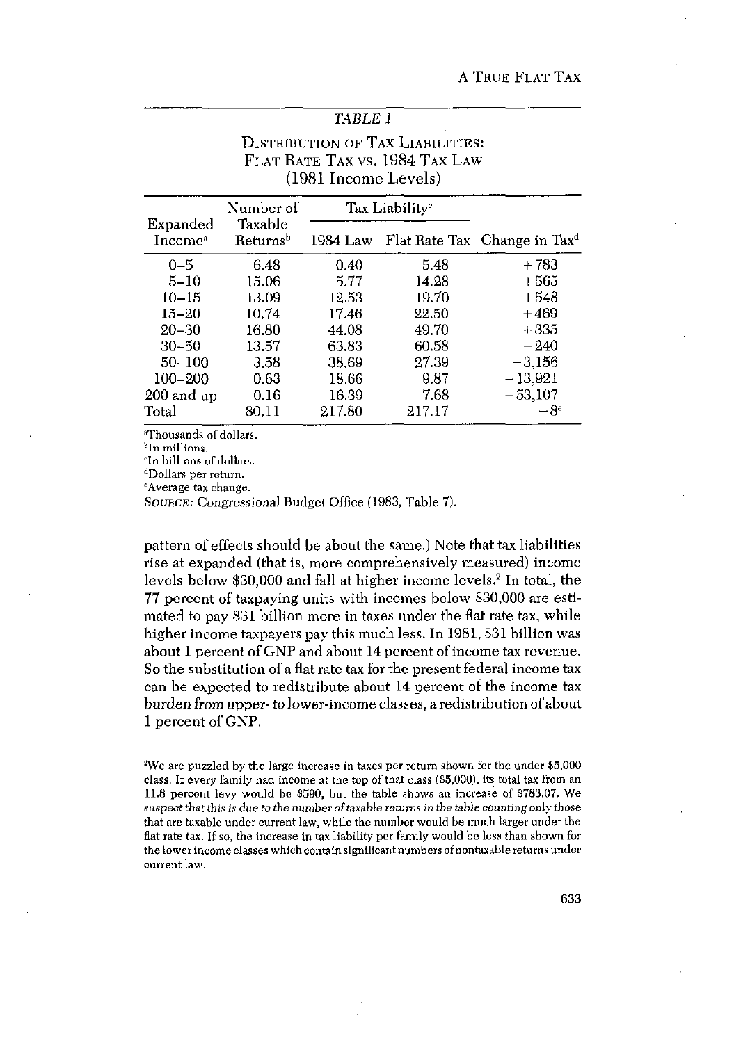*TABLE 1*

DISTRIBUTION OF TAX LIABILITIES: FLAT RATE TAX VS. 1984 TAX LAW (1981 Income Levels)

| Expanded Income[a] | Number of Taxable Returns[b] | Tax Liability[c] | | Change in Tax[d] |
|---|---|---|---|---|
| | | 1984 Law | Flat Rate Tax | |
| 0–5 | 6.48 | 0.40 | 5.48 | +783 |
| 5–10 | 15.06 | 5.77 | 14.28 | +565 |
| 10–15 | 13.09 | 12.53 | 19.70 | +548 |
| 15–20 | 10.74 | 17.46 | 22.50 | +469 |
| 20–30 | 16.80 | 44.08 | 49.70 | +335 |
| 30–50 | 13.57 | 63.83 | 60.58 | −240 |
| 50–100 | 3.58 | 38.69 | 27.39 | −3,156 |
| 100–200 | 0.63 | 18.66 | 9.87 | −13,921 |
| 200 and up | 0.16 | 16.39 | 7.68 | −53,107 |
| Total | 80.11 | 217.80 | 217.17 | −8[e] |

[a]Thousands of dollars.
[b]In millions.
[c]In billions of dollars.
[d]Dollars per return.
[e]Average tax change.
SOURCE: Congressional Budget Office (1983, Table 7).

pattern of effects should be about the same.) Note that tax liabilities rise at expanded (that is, more comprehensively measured) income levels below $30,000 and fall at higher income levels.[2] In total, the 77 percent of taxpaying units with incomes below $30,000 are estimated to pay $31 billion more in taxes under the flat rate tax, while higher income taxpayers pay this much less. In 1981, $31 billion was about 1 percent of GNP and about 14 percent of income tax revenue. So the substitution of a flat rate tax for the present federal income tax can be expected to redistribute about 14 percent of the income tax burden from upper- to lower-income classes, a redistribution of about 1 percent of GNP.

[2]We are puzzled by the large increase in taxes per return shown for the under $5,000 class. If every family had income at the top of that class ($5,000), its total tax from an 11.8 percent levy would be $590, but the table shows an increase of $783.07. We suspect that this is due to the number of taxable returns in the table counting only those that are taxable under current law, while the number would be much larger under the flat rate tax. If so, the increase in tax liability per family would be less than shown for the lower income classes which contain significant numbers of nontaxable returns under current law.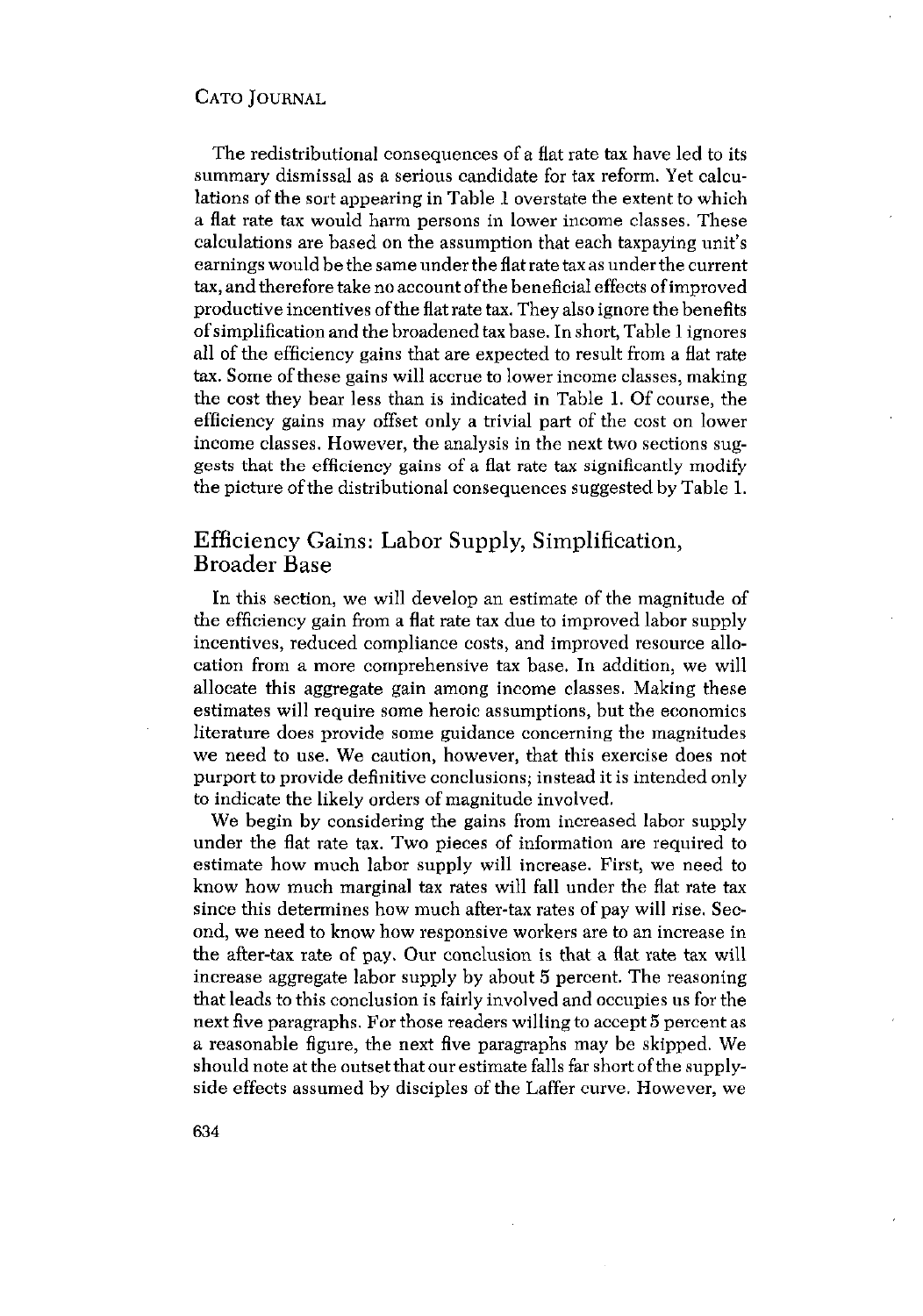The redistributional consequences of a flat rate tax have led to its summary dismissal as a serious candidate for tax reform. Yet calculations of the sort appearing in Table 1 overstate the extent to which a flat rate tax would harm persons in lower income classes. These calculations are based on the assumption that each taxpaying unit's earnings would be the same under the flat rate tax as under the current tax, and therefore take no account of the beneficial effects of improved productive incentives of the flat rate tax. They also ignore the benefits of simplification and the broadened tax base. In short, Table 1 ignores all of the efficiency gains that are expected to result from a flat rate tax. Some of these gains will accrue to lower income classes, making the cost they bear less than is indicated in Table 1. Of course, the efficiency gains may offset only a trivial part of the cost on lower income classes. However, the analysis in the next two sections suggests that the efficiency gains of a flat rate tax significantly modify the picture of the distributional consequences suggested by Table 1.

## Efficiency Gains: Labor Supply, Simplification, Broader Base

In this section, we will develop an estimate of the magnitude of the efficiency gain from a flat rate tax due to improved labor supply incentives, reduced compliance costs, and improved resource allocation from a more comprehensive tax base. In addition, we will allocate this aggregate gain among income classes. Making these estimates will require some heroic assumptions, but the economics literature does provide some guidance concerning the magnitudes we need to use. We caution, however, that this exercise does not purport to provide definitive conclusions; instead it is intended only to indicate the likely orders of magnitude involved.

We begin by considering the gains from increased labor supply under the flat rate tax. Two pieces of information are required to estimate how much labor supply will increase. First, we need to know how much marginal tax rates will fall under the flat rate tax since this determines how much after-tax rates of pay will rise. Second, we need to know how responsive workers are to an increase in the after-tax rate of pay. Our conclusion is that a flat rate tax will increase aggregate labor supply by about 5 percent. The reasoning that leads to this conclusion is fairly involved and occupies us for the next five paragraphs. For those readers willing to accept 5 percent as a reasonable figure, the next five paragraphs may be skipped. We should note at the outset that our estimate falls far short of the supply-side effects assumed by disciples of the Laffer curve. However, we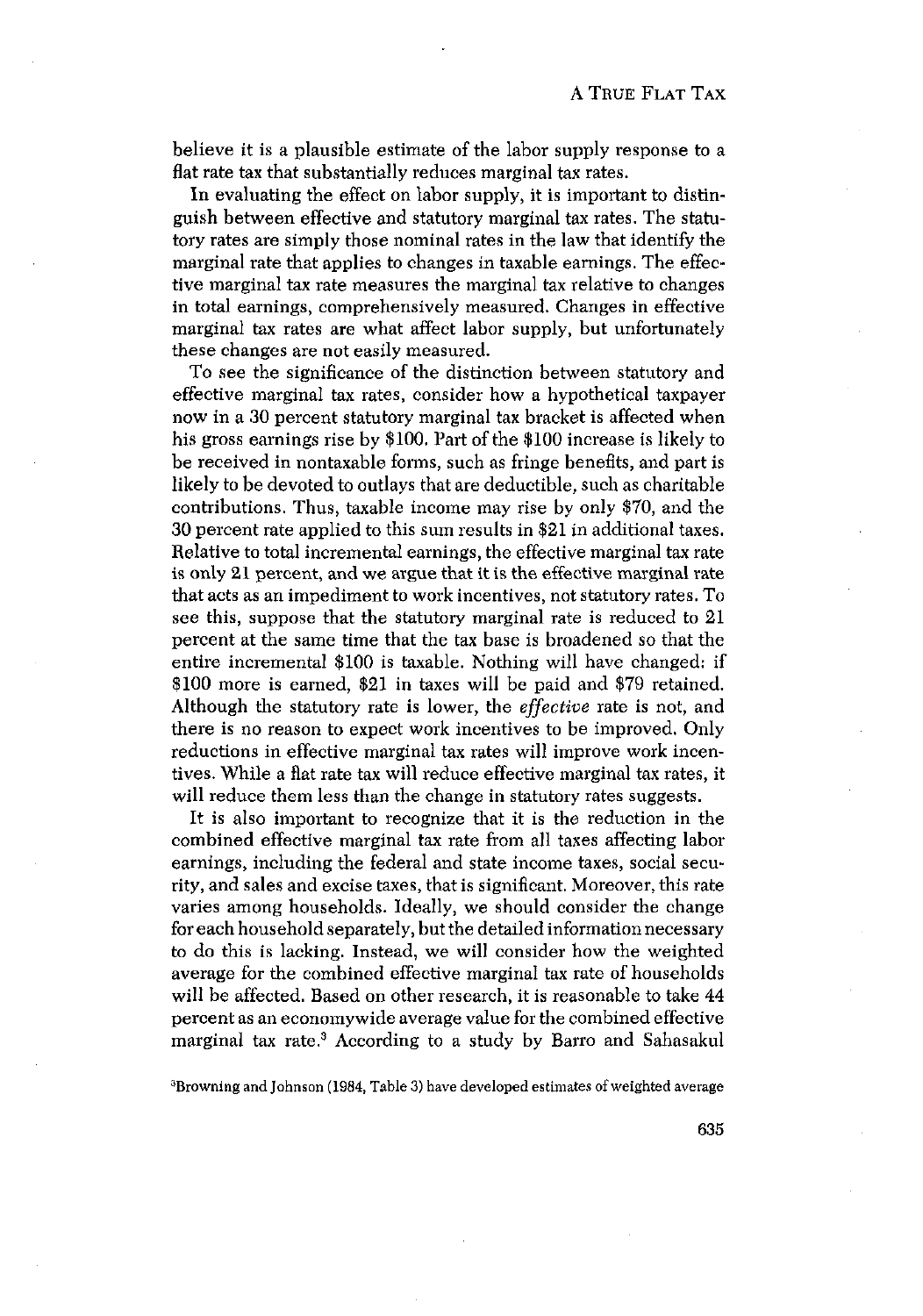believe it is a plausible estimate of the labor supply response to a flat rate tax that substantially reduces marginal tax rates.

In evaluating the effect on labor supply, it is important to distinguish between effective and statutory marginal tax rates. The statutory rates are simply those nominal rates in the law that identify the marginal rate that applies to changes in taxable earnings. The effective marginal tax rate measures the marginal tax relative to changes in total earnings, comprehensively measured. Changes in effective marginal tax rates are what affect labor supply, but unfortunately these changes are not easily measured.

To see the significance of the distinction between statutory and effective marginal tax rates, consider how a hypothetical taxpayer now in a 30 percent statutory marginal tax bracket is affected when his gross earnings rise by $100. Part of the $100 increase is likely to be received in nontaxable forms, such as fringe benefits, and part is likely to be devoted to outlays that are deductible, such as charitable contributions. Thus, taxable income may rise by only $70, and the 30 percent rate applied to this sum results in $21 in additional taxes. Relative to total incremental earnings, the effective marginal tax rate is only 21 percent, and we argue that it is the effective marginal rate that acts as an impediment to work incentives, not statutory rates. To see this, suppose that the statutory marginal rate is reduced to 21 percent at the same time that the tax base is broadened so that the entire incremental $100 is taxable. Nothing will have changed: if $100 more is earned, $21 in taxes will be paid and $79 retained. Although the statutory rate is lower, the *effective* rate is not, and there is no reason to expect work incentives to be improved. Only reductions in effective marginal tax rates will improve work incentives. While a flat rate tax will reduce effective marginal tax rates, it will reduce them less than the change in statutory rates suggests.

It is also important to recognize that it is the reduction in the combined effective marginal tax rate from all taxes affecting labor earnings, including the federal and state income taxes, social security, and sales and excise taxes, that is significant. Moreover, this rate varies among households. Ideally, we should consider the change for each household separately, but the detailed information necessary to do this is lacking. Instead, we will consider how the weighted average for the combined effective marginal tax rate of households will be affected. Based on other research, it is reasonable to take 44 percent as an economywide average value for the combined effective marginal tax rate.[3] According to a study by Barro and Sahasakul

[3]Browning and Johnson (1984, Table 3) have developed estimates of weighted average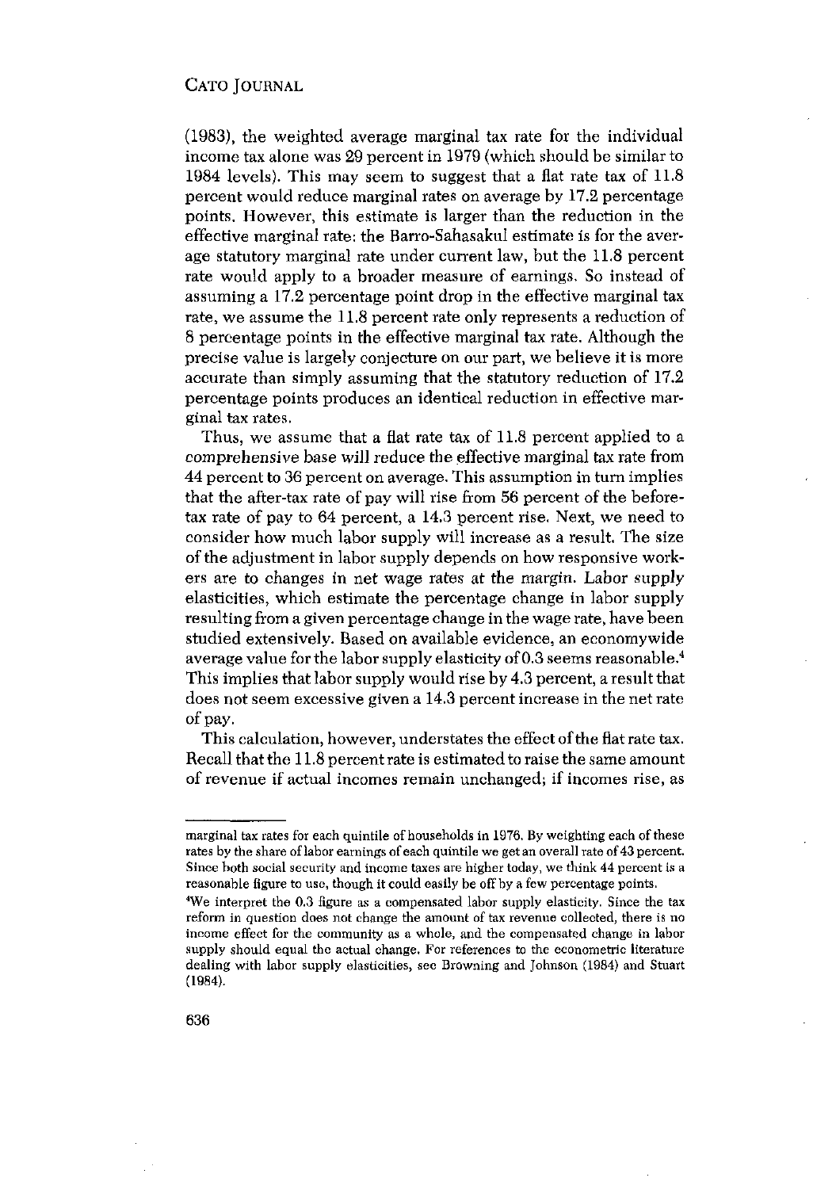(1983), the weighted average marginal tax rate for the individual income tax alone was 29 percent in 1979 (which should be similar to 1984 levels). This may seem to suggest that a flat rate tax of 11.8 percent would reduce marginal rates on average by 17.2 percentage points. However, this estimate is larger than the reduction in the effective marginal rate: the Barro-Sahasakul estimate is for the average statutory marginal rate under current law, but the 11.8 percent rate would apply to a broader measure of earnings. So instead of assuming a 17.2 percentage point drop in the effective marginal tax rate, we assume the 11.8 percent rate only represents a reduction of 8 percentage points in the effective marginal tax rate. Although the precise value is largely conjecture on our part, we believe it is more accurate than simply assuming that the statutory reduction of 17.2 percentage points produces an identical reduction in effective marginal tax rates.

Thus, we assume that a flat rate tax of 11.8 percent applied to a comprehensive base will reduce the effective marginal tax rate from 44 percent to 36 percent on average. This assumption in turn implies that the after-tax rate of pay will rise from 56 percent of the before-tax rate of pay to 64 percent, a 14.3 percent rise. Next, we need to consider how much labor supply will increase as a result. The size of the adjustment in labor supply depends on how responsive workers are to changes in net wage rates at the margin. Labor supply elasticities, which estimate the percentage change in labor supply resulting from a given percentage change in the wage rate, have been studied extensively. Based on available evidence, an economywide average value for the labor supply elasticity of 0.3 seems reasonable.[4] This implies that labor supply would rise by 4.3 percent, a result that does not seem excessive given a 14.3 percent increase in the net rate of pay.

This calculation, however, understates the effect of the flat rate tax. Recall that the 11.8 percent rate is estimated to raise the same amount of revenue if actual incomes remain unchanged; if incomes rise, as

---

marginal tax rates for each quintile of households in 1976. By weighting each of these rates by the share of labor earnings of each quintile we get an overall rate of 43 percent. Since both social security and income taxes are higher today, we think 44 percent is a reasonable figure to use, though it could easily be off by a few percentage points.

[4]We interpret the 0.3 figure as a compensated labor supply elasticity. Since the tax reform in question does not change the amount of tax revenue collected, there is no income effect for the community as a whole, and the compensated change in labor supply should equal the actual change. For references to the econometric literature dealing with labor supply elasticities, see Browning and Johnson (1984) and Stuart (1984).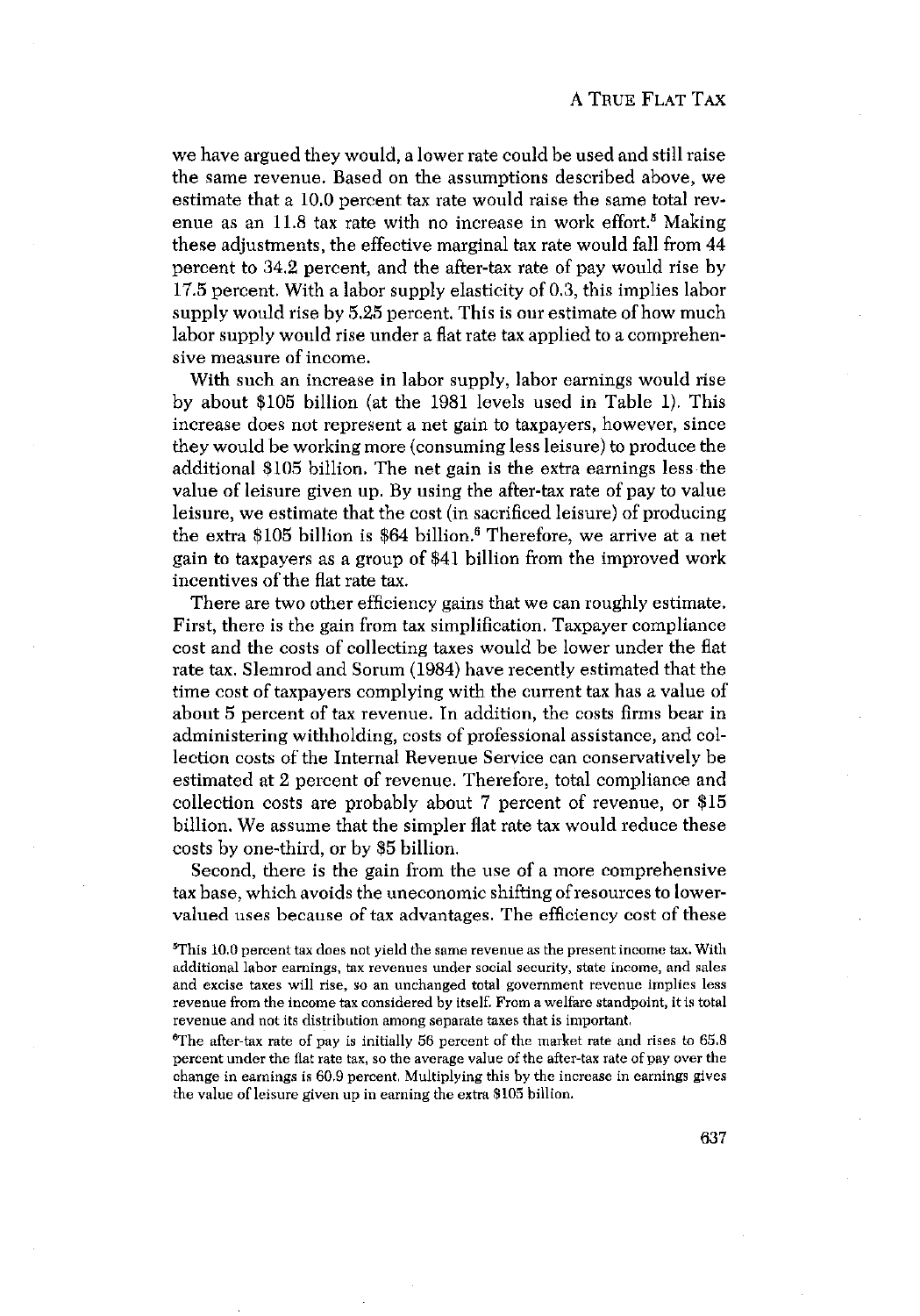we have argued they would, a lower rate could be used and still raise the same revenue. Based on the assumptions described above, we estimate that a 10.0 percent tax rate would raise the same total revenue as an 11.8 tax rate with no increase in work effort.[5] Making these adjustments, the effective marginal tax rate would fall from 44 percent to 34.2 percent, and the after-tax rate of pay would rise by 17.5 percent. With a labor supply elasticity of 0.3, this implies labor supply would rise by 5.25 percent. This is our estimate of how much labor supply would rise under a flat rate tax applied to a comprehensive measure of income.

With such an increase in labor supply, labor earnings would rise by about $105 billion (at the 1981 levels used in Table 1). This increase does not represent a net gain to taxpayers, however, since they would be working more (consuming less leisure) to produce the additional $105 billion. The net gain is the extra earnings less the value of leisure given up. By using the after-tax rate of pay to value leisure, we estimate that the cost (in sacrificed leisure) of producing the extra $105 billion is $64 billion.[6] Therefore, we arrive at a net gain to taxpayers as a group of $41 billion from the improved work incentives of the flat rate tax.

There are two other efficiency gains that we can roughly estimate. First, there is the gain from tax simplification. Taxpayer compliance cost and the costs of collecting taxes would be lower under the flat rate tax. Slemrod and Sorum (1984) have recently estimated that the time cost of taxpayers complying with the current tax has a value of about 5 percent of tax revenue. In addition, the costs firms bear in administering withholding, costs of professional assistance, and collection costs of the Internal Revenue Service can conservatively be estimated at 2 percent of revenue. Therefore, total compliance and collection costs are probably about 7 percent of revenue, or $15 billion. We assume that the simpler flat rate tax would reduce these costs by one-third, or by $5 billion.

Second, there is the gain from the use of a more comprehensive tax base, which avoids the uneconomic shifting of resources to lower-valued uses because of tax advantages. The efficiency cost of these

[5]This 10.0 percent tax does not yield the same revenue as the present income tax. With additional labor earnings, tax revenues under social security, state income, and sales and excise taxes will rise, so an unchanged total government revenue implies less revenue from the income tax considered by itself. From a welfare standpoint, it is total revenue and not its distribution among separate taxes that is important.

[6]The after-tax rate of pay is initially 56 percent of the market rate and rises to 65.8 percent under the flat rate tax, so the average value of the after-tax rate of pay over the change in earnings is 60.9 percent. Multiplying this by the increase in earnings gives the value of leisure given up in earning the extra $105 billion.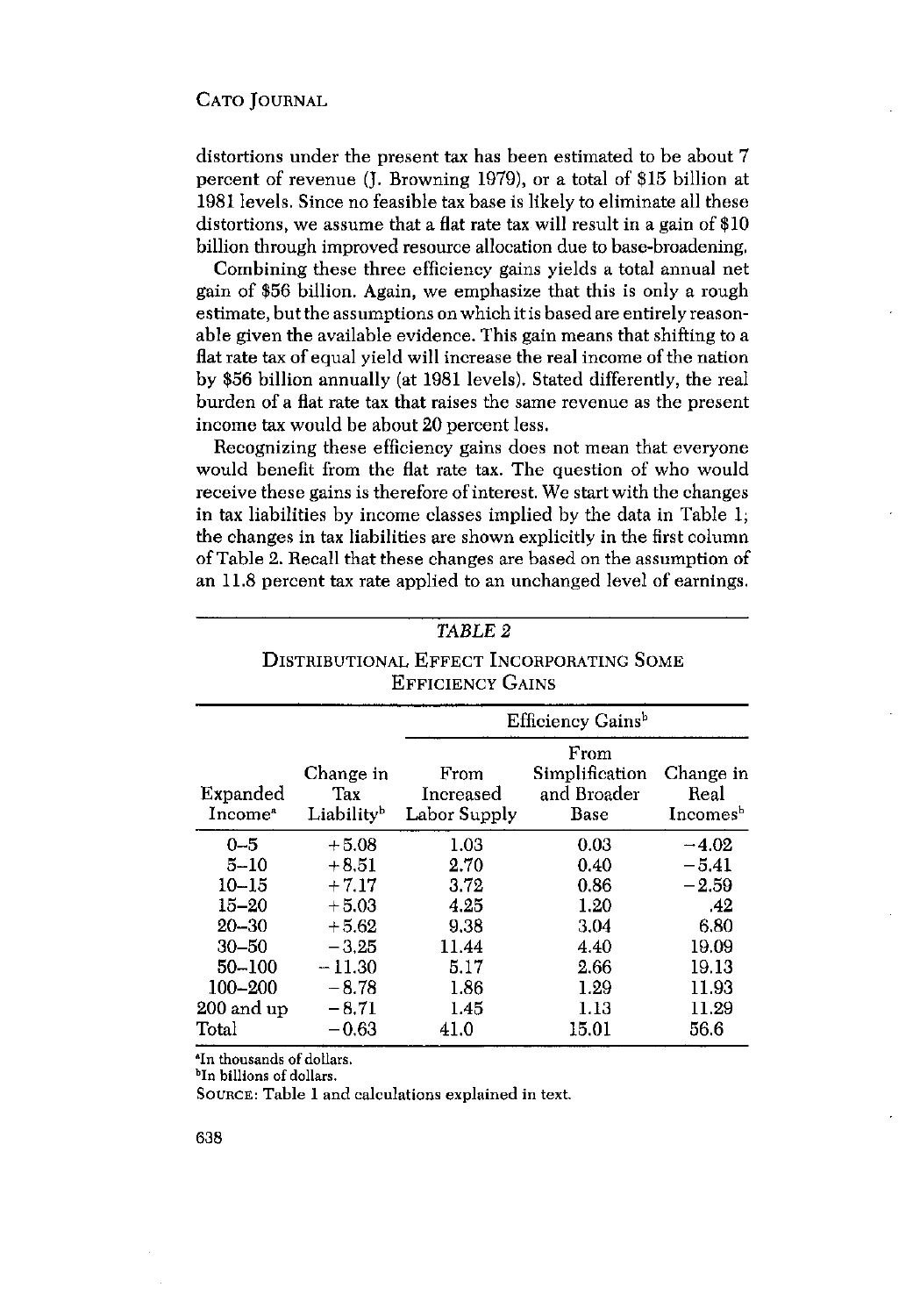distortions under the present tax has been estimated to be about 7 percent of revenue (J. Browning 1979), or a total of $15 billion at 1981 levels. Since no feasible tax base is likely to eliminate all these distortions, we assume that a flat rate tax will result in a gain of $10 billion through improved resource allocation due to base-broadening.

Combining these three efficiency gains yields a total annual net gain of $56 billion. Again, we emphasize that this is only a rough estimate, but the assumptions on which it is based are entirely reasonable given the available evidence. This gain means that shifting to a flat rate tax of equal yield will increase the real income of the nation by $56 billion annually (at 1981 levels). Stated differently, the real burden of a flat rate tax that raises the same revenue as the present income tax would be about 20 percent less.

Recognizing these efficiency gains does not mean that everyone would benefit from the flat rate tax. The question of who would receive these gains is therefore of interest. We start with the changes in tax liabilities by income classes implied by the data in Table 1; the changes in tax liabilities are shown explicitly in the first column of Table 2. Recall that these changes are based on the assumption of an 11.8 percent tax rate applied to an unchanged level of earnings.

*TABLE 2*

DISTRIBUTIONAL EFFECT INCORPORATING SOME EFFICIENCY GAINS

| | | Efficiency Gains[b] | | |
|---|---|---|---|---|
| Expanded Income[a] | Change in Tax Liability[b] | From Increased Labor Supply | From Simplification and Broader Base | Change in Real Incomes[b] |
| 0–5 | +5.08 | 1.03 | 0.03 | −4.02 |
| 5–10 | +8.51 | 2.70 | 0.40 | −5.41 |
| 10–15 | +7.17 | 3.72 | 0.86 | −2.59 |
| 15–20 | +5.03 | 4.25 | 1.20 | .42 |
| 20–30 | +5.62 | 9.38 | 3.04 | 6.80 |
| 30–50 | −3.25 | 11.44 | 4.40 | 19.09 |
| 50–100 | −11.30 | 5.17 | 2.66 | 19.13 |
| 100–200 | −8.78 | 1.86 | 1.29 | 11.93 |
| 200 and up | −8.71 | 1.45 | 1.13 | 11.29 |
| Total | −0.63 | 41.0 | 15.01 | 56.6 |

[a]In thousands of dollars.
[b]In billions of dollars.
SOURCE: Table 1 and calculations explained in text.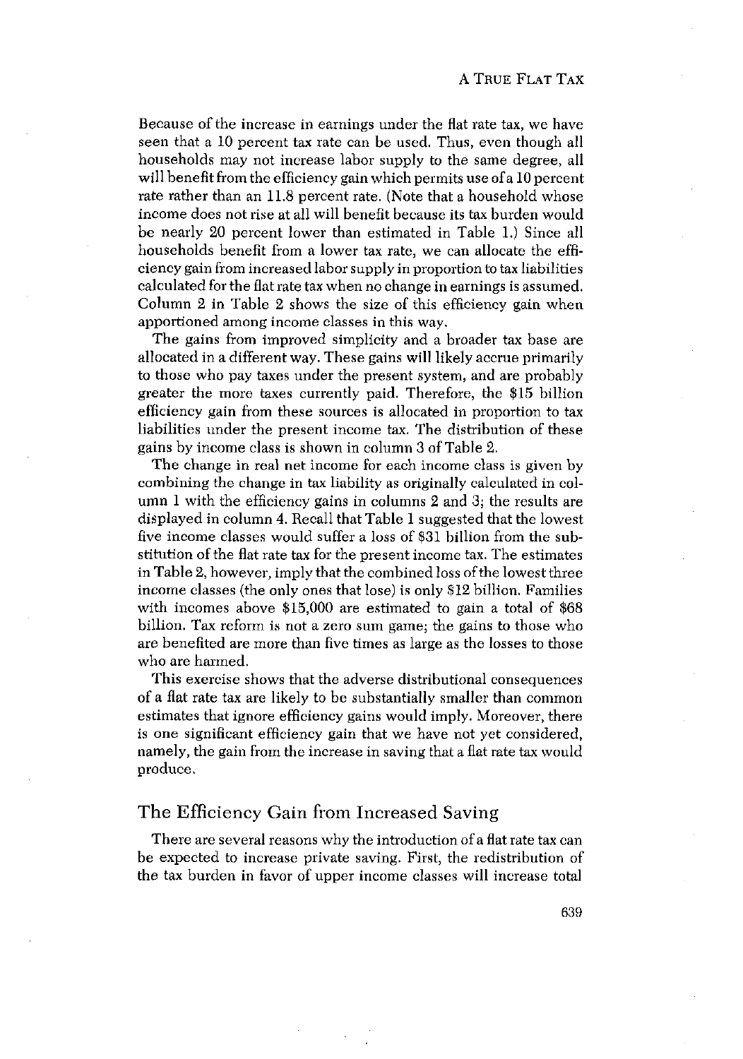Because of the increase in earnings under the flat rate tax, we have seen that a 10 percent tax rate can be used. Thus, even though all households may not increase labor supply to the same degree, all will benefit from the efficiency gain which permits use of a 10 percent rate rather than an 11.8 percent rate. (Note that a household whose income does not rise at all will benefit because its tax burden would be nearly 20 percent lower than estimated in Table 1.) Since all households benefit from a lower tax rate, we can allocate the efficiency gain from increased labor supply in proportion to tax liabilities calculated for the flat rate tax when no change in earnings is assumed. Column 2 in Table 2 shows the size of this efficiency gain when apportioned among income classes in this way.

The gains from improved simplicity and a broader tax base are allocated in a different way. These gains will likely accrue primarily to those who pay taxes under the present system, and are probably greater the more taxes currently paid. Therefore, the $15 billion efficiency gain from these sources is allocated in proportion to tax liabilities under the present income tax. The distribution of these gains by income class is shown in column 3 of Table 2.

The change in real net income for each income class is given by combining the change in tax liability as originally calculated in column 1 with the efficiency gains in columns 2 and 3; the results are displayed in column 4. Recall that Table 1 suggested that the lowest five income classes would suffer a loss of $31 billion from the substitution of the flat rate tax for the present income tax. The estimates in Table 2, however, imply that the combined loss of the lowest three income classes (the only ones that lose) is only $12 billion. Families with incomes above $15,000 are estimated to gain a total of $68 billion. Tax reform is not a zero sum game; the gains to those who are benefited are more than five times as large as the losses to those who are harmed.

This exercise shows that the adverse distributional consequences of a flat rate tax are likely to be substantially smaller than common estimates that ignore efficiency gains would imply. Moreover, there is one significant efficiency gain that we have not yet considered, namely, the gain from the increase in saving that a flat rate tax would produce.

## The Efficiency Gain from Increased Saving

There are several reasons why the introduction of a flat rate tax can be expected to increase private saving. First, the redistribution of the tax burden in favor of upper income classes will increase total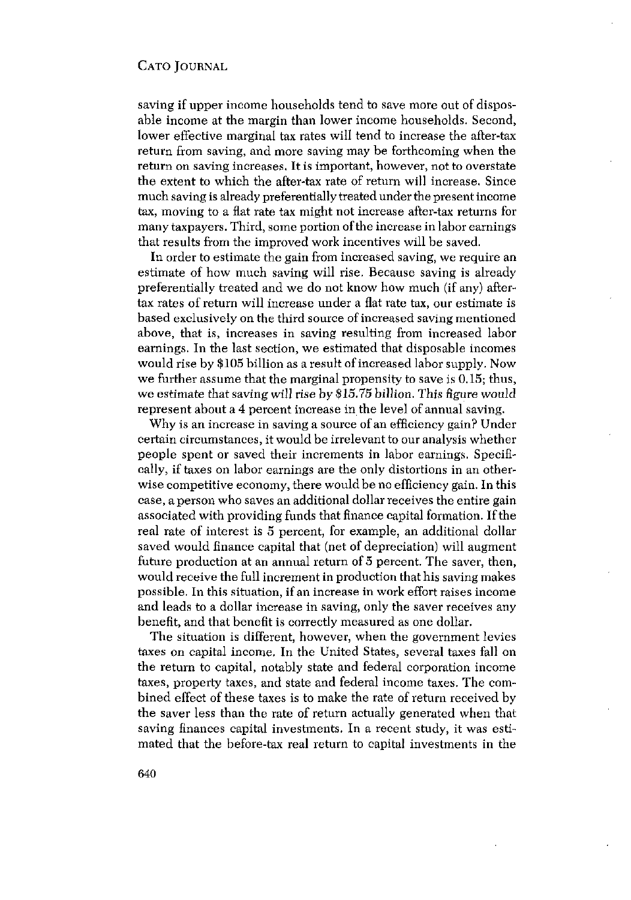saving if upper income households tend to save more out of disposable income at the margin than lower income households. Second, lower effective marginal tax rates will tend to increase the after-tax return from saving, and more saving may be forthcoming when the return on saving increases. It is important, however, not to overstate the extent to which the after-tax rate of return will increase. Since much saving is already preferentially treated under the present income tax, moving to a flat rate tax might not increase after-tax returns for many taxpayers. Third, some portion of the increase in labor earnings that results from the improved work incentives will be saved.

In order to estimate the gain from increased saving, we require an estimate of how much saving will rise. Because saving is already preferentially treated and we do not know how much (if any) after-tax rates of return will increase under a flat rate tax, our estimate is based exclusively on the third source of increased saving mentioned above, that is, increases in saving resulting from increased labor earnings. In the last section, we estimated that disposable incomes would rise by $105 billion as a result of increased labor supply. Now we further assume that the marginal propensity to save is 0.15; thus, we estimate that saving will rise by $15.75 billion. This figure would represent about a 4 percent increase in the level of annual saving.

Why is an increase in saving a source of an efficiency gain? Under certain circumstances, it would be irrelevant to our analysis whether people spent or saved their increments in labor earnings. Specifically, if taxes on labor earnings are the only distortions in an otherwise competitive economy, there would be no efficiency gain. In this case, a person who saves an additional dollar receives the entire gain associated with providing funds that finance capital formation. If the real rate of interest is 5 percent, for example, an additional dollar saved would finance capital that (net of depreciation) will augment future production at an annual return of 5 percent. The saver, then, would receive the full increment in production that his saving makes possible. In this situation, if an increase in work effort raises income and leads to a dollar increase in saving, only the saver receives any benefit, and that benefit is correctly measured as one dollar.

The situation is different, however, when the government levies taxes on capital income. In the United States, several taxes fall on the return to capital, notably state and federal corporation income taxes, property taxes, and state and federal income taxes. The combined effect of these taxes is to make the rate of return received by the saver less than the rate of return actually generated when that saving finances capital investments. In a recent study, it was estimated that the before-tax real return to capital investments in the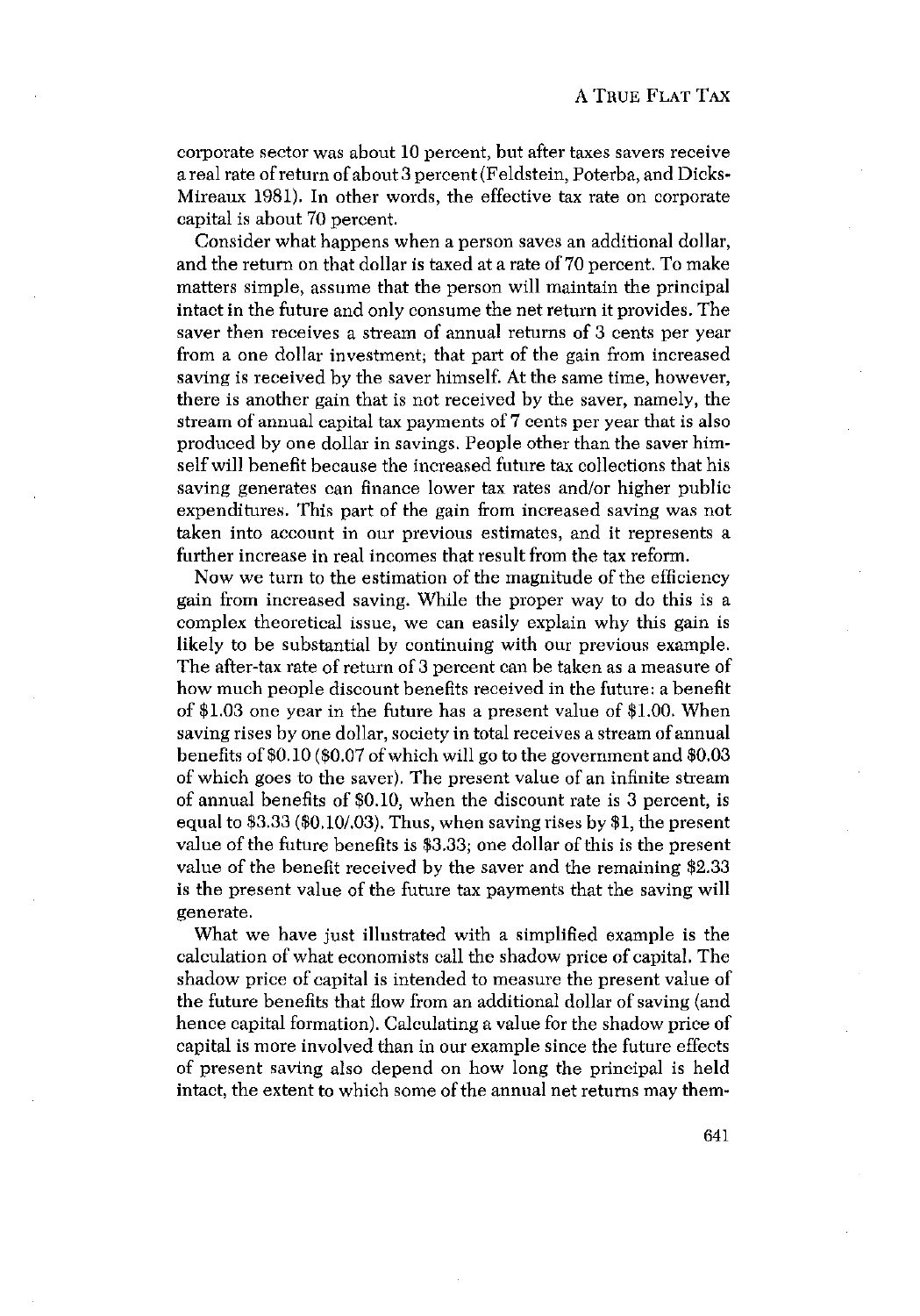corporate sector was about 10 percent, but after taxes savers receive a real rate of return of about 3 percent (Feldstein, Poterba, and Dicks-Mireaux 1981). In other words, the effective tax rate on corporate capital is about 70 percent.

Consider what happens when a person saves an additional dollar, and the return on that dollar is taxed at a rate of 70 percent. To make matters simple, assume that the person will maintain the principal intact in the future and only consume the net return it provides. The saver then receives a stream of annual returns of 3 cents per year from a one dollar investment; that part of the gain from increased saving is received by the saver himself. At the same time, however, there is another gain that is not received by the saver, namely, the stream of annual capital tax payments of 7 cents per year that is also produced by one dollar in savings. People other than the saver himself will benefit because the increased future tax collections that his saving generates can finance lower tax rates and/or higher public expenditures. This part of the gain from increased saving was not taken into account in our previous estimates, and it represents a further increase in real incomes that result from the tax reform.

Now we turn to the estimation of the magnitude of the efficiency gain from increased saving. While the proper way to do this is a complex theoretical issue, we can easily explain why this gain is likely to be substantial by continuing with our previous example. The after-tax rate of return of 3 percent can be taken as a measure of how much people discount benefits received in the future: a benefit of $1.03 one year in the future has a present value of $1.00. When saving rises by one dollar, society in total receives a stream of annual benefits of $0.10 ($0.07 of which will go to the government and $0.03 of which goes to the saver). The present value of an infinite stream of annual benefits of $0.10, when the discount rate is 3 percent, is equal to $3.33 ($0.10/.03). Thus, when saving rises by $1, the present value of the future benefits is $3.33; one dollar of this is the present value of the benefit received by the saver and the remaining $2.33 is the present value of the future tax payments that the saving will generate.

What we have just illustrated with a simplified example is the calculation of what economists call the shadow price of capital. The shadow price of capital is intended to measure the present value of the future benefits that flow from an additional dollar of saving (and hence capital formation). Calculating a value for the shadow price of capital is more involved than in our example since the future effects of present saving also depend on how long the principal is held intact, the extent to which some of the annual net returns may them-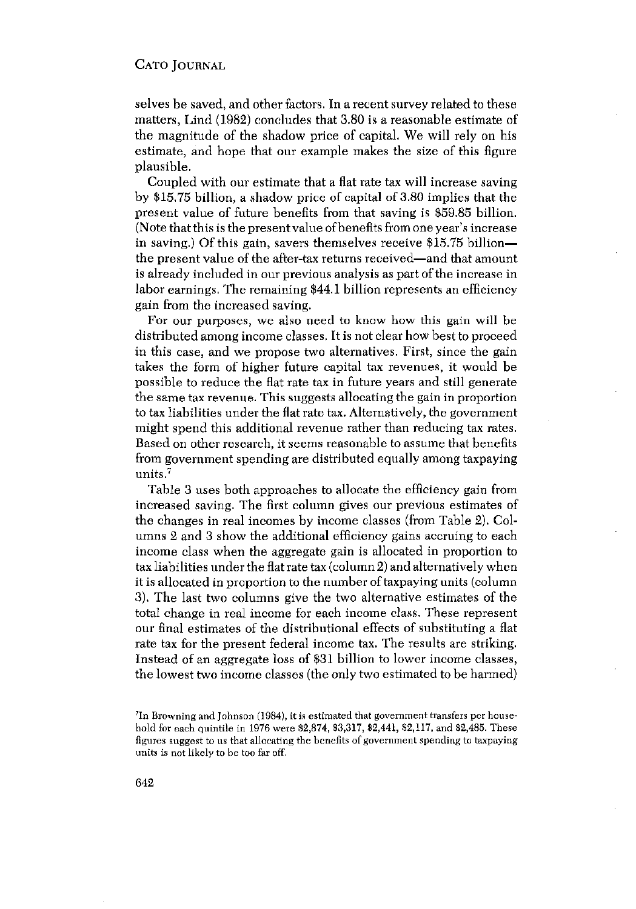selves be saved, and other factors. In a recent survey related to these matters, Lind (1982) concludes that 3.80 is a reasonable estimate of the magnitude of the shadow price of capital. We will rely on his estimate, and hope that our example makes the size of this figure plausible.

Coupled with our estimate that a flat rate tax will increase saving by $15.75 billion, a shadow price of capital of 3.80 implies that the present value of future benefits from that saving is $59.85 billion. (Note that this is the present value of benefits from one year's increase in saving.) Of this gain, savers themselves receive $15.75 billion—the present value of the after-tax returns received—and that amount is already included in our previous analysis as part of the increase in labor earnings. The remaining $44.1 billion represents an efficiency gain from the increased saving.

For our purposes, we also need to know how this gain will be distributed among income classes. It is not clear how best to proceed in this case, and we propose two alternatives. First, since the gain takes the form of higher future capital tax revenues, it would be possible to reduce the flat rate tax in future years and still generate the same tax revenue. This suggests allocating the gain in proportion to tax liabilities under the flat rate tax. Alternatively, the government might spend this additional revenue rather than reducing tax rates. Based on other research, it seems reasonable to assume that benefits from government spending are distributed equally among taxpaying units.[7]

Table 3 uses both approaches to allocate the efficiency gain from increased saving. The first column gives our previous estimates of the changes in real incomes by income classes (from Table 2). Columns 2 and 3 show the additional efficiency gains accruing to each income class when the aggregate gain is allocated in proportion to tax liabilities under the flat rate tax (column 2) and alternatively when it is allocated in proportion to the number of taxpaying units (column 3). The last two columns give the two alternative estimates of the total change in real income for each income class. These represent our final estimates of the distributional effects of substituting a flat rate tax for the present federal income tax. The results are striking. Instead of an aggregate loss of $31 billion to lower income classes, the lowest two income classes (the only two estimated to be harmed)

[7]In Browning and Johnson (1984), it is estimated that government transfers per household for each quintile in 1976 were $2,874, $3,317, $2,441, $2,117, and $2,485. These figures suggest to us that allocating the benefits of government spending to taxpaying units is not likely to be too far off.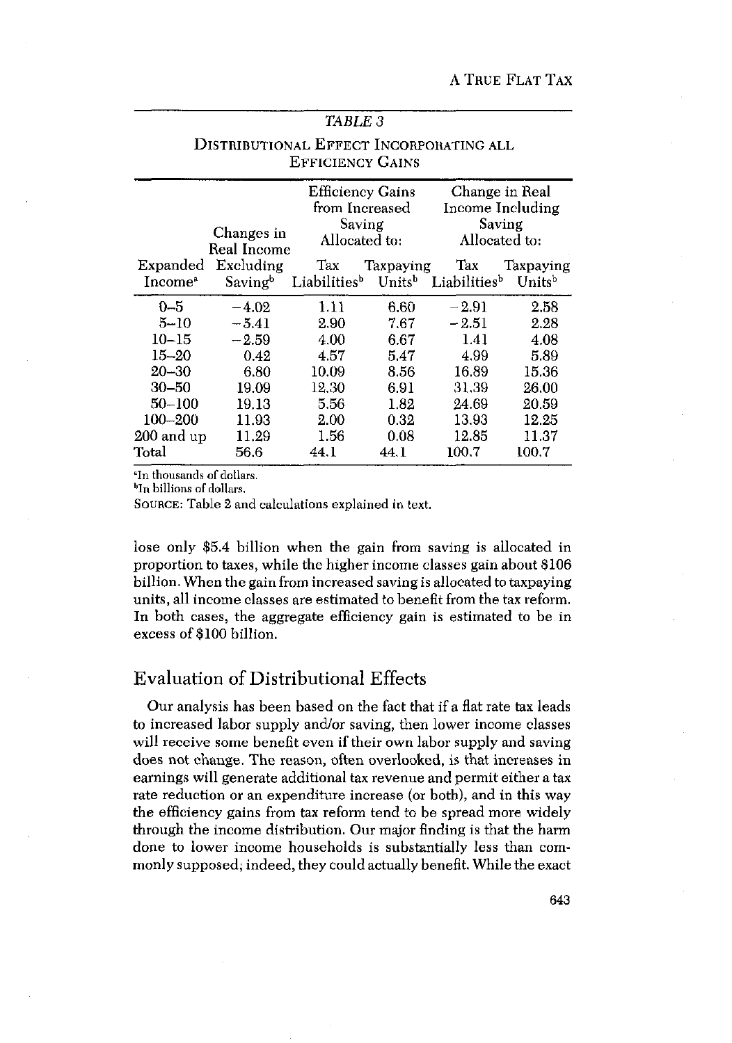*TABLE 3*

DISTRIBUTIONAL EFFECT INCORPORATING ALL EFFICIENCY GAINS

| Expanded Income[a] | Changes in Real Income Excluding Saving[b] | Efficiency Gains from Increased Saving Allocated to: Tax Liabilities[b] | Efficiency Gains from Increased Saving Allocated to: Taxpaying Units[b] | Change in Real Income Including Saving Allocated to: Tax Liabilities[b] | Change in Real Income Including Saving Allocated to: Taxpaying Units[b] |
|---|---|---|---|---|---|
| 0–5 | −4.02 | 1.11 | 6.60 | −2.91 | 2.58 |
| 5–10 | −5.41 | 2.90 | 7.67 | −2.51 | 2.28 |
| 10–15 | −2.59 | 4.00 | 6.67 | 1.41 | 4.08 |
| 15–20 | 0.42 | 4.57 | 5.47 | 4.99 | 5.89 |
| 20–30 | 6.80 | 10.09 | 8.56 | 16.89 | 15.36 |
| 30–50 | 19.09 | 12.30 | 6.91 | 31.39 | 26.00 |
| 50–100 | 19.13 | 5.56 | 1.82 | 24.69 | 20.59 |
| 100–200 | 11.93 | 2.00 | 0.32 | 13.93 | 12.25 |
| 200 and up | 11.29 | 1.56 | 0.08 | 12.85 | 11.37 |
| Total | 56.6 | 44.1 | 44.1 | 100.7 | 100.7 |

[a]In thousands of dollars.
[b]In billions of dollars.
SOURCE: Table 2 and calculations explained in text.

lose only $5.4 billion when the gain from saving is allocated in proportion to taxes, while the higher income classes gain about $106 billion. When the gain from increased saving is allocated to taxpaying units, all income classes are estimated to benefit from the tax reform. In both cases, the aggregate efficiency gain is estimated to be in excess of $100 billion.

## Evaluation of Distributional Effects

Our analysis has been based on the fact that if a flat rate tax leads to increased labor supply and/or saving, then lower income classes will receive some benefit even if their own labor supply and saving does not change. The reason, often overlooked, is that increases in earnings will generate additional tax revenue and permit either a tax rate reduction or an expenditure increase (or both), and in this way the efficiency gains from tax reform tend to be spread more widely through the income distribution. Our major finding is that the harm done to lower income households is substantially less than commonly supposed; indeed, they could actually benefit. While the exact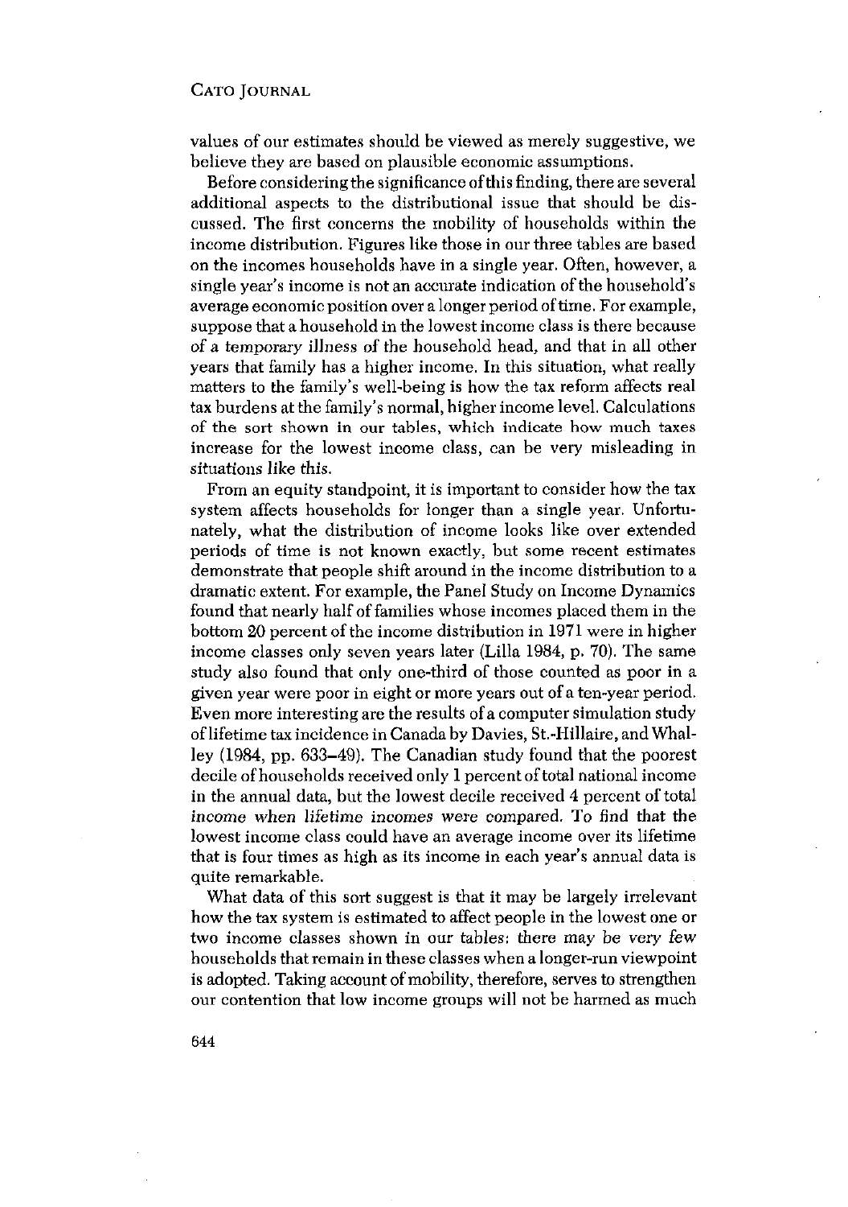values of our estimates should be viewed as merely suggestive, we believe they are based on plausible economic assumptions.

Before considering the significance of this finding, there are several additional aspects to the distributional issue that should be discussed. The first concerns the mobility of households within the income distribution. Figures like those in our three tables are based on the incomes households have in a single year. Often, however, a single year's income is not an accurate indication of the household's average economic position over a longer period of time. For example, suppose that a household in the lowest income class is there because of a temporary illness of the household head, and that in all other years that family has a higher income. In this situation, what really matters to the family's well-being is how the tax reform affects real tax burdens at the family's normal, higher income level. Calculations of the sort shown in our tables, which indicate how much taxes increase for the lowest income class, can be very misleading in situations like this.

From an equity standpoint, it is important to consider how the tax system affects households for longer than a single year. Unfortunately, what the distribution of income looks like over extended periods of time is not known exactly, but some recent estimates demonstrate that people shift around in the income distribution to a dramatic extent. For example, the Panel Study on Income Dynamics found that nearly half of families whose incomes placed them in the bottom 20 percent of the income distribution in 1971 were in higher income classes only seven years later (Lilla 1984, p. 70). The same study also found that only one-third of those counted as poor in a given year were poor in eight or more years out of a ten-year period. Even more interesting are the results of a computer simulation study of lifetime tax incidence in Canada by Davies, St.-Hillaire, and Whalley (1984, pp. 633–49). The Canadian study found that the poorest decile of households received only 1 percent of total national income in the annual data, but the lowest decile received 4 percent of total income when *lifetime* incomes were compared. To find that the lowest income class could have an average income over its lifetime that is four times as high as its income in each year's annual data is quite remarkable.

What data of this sort suggest is that it may be largely irrelevant how the tax system is estimated to affect people in the lowest one or two income classes shown in our tables: there may be very few households that remain in these classes when a longer-run viewpoint is adopted. Taking account of mobility, therefore, serves to strengthen our contention that low income groups will not be harmed as much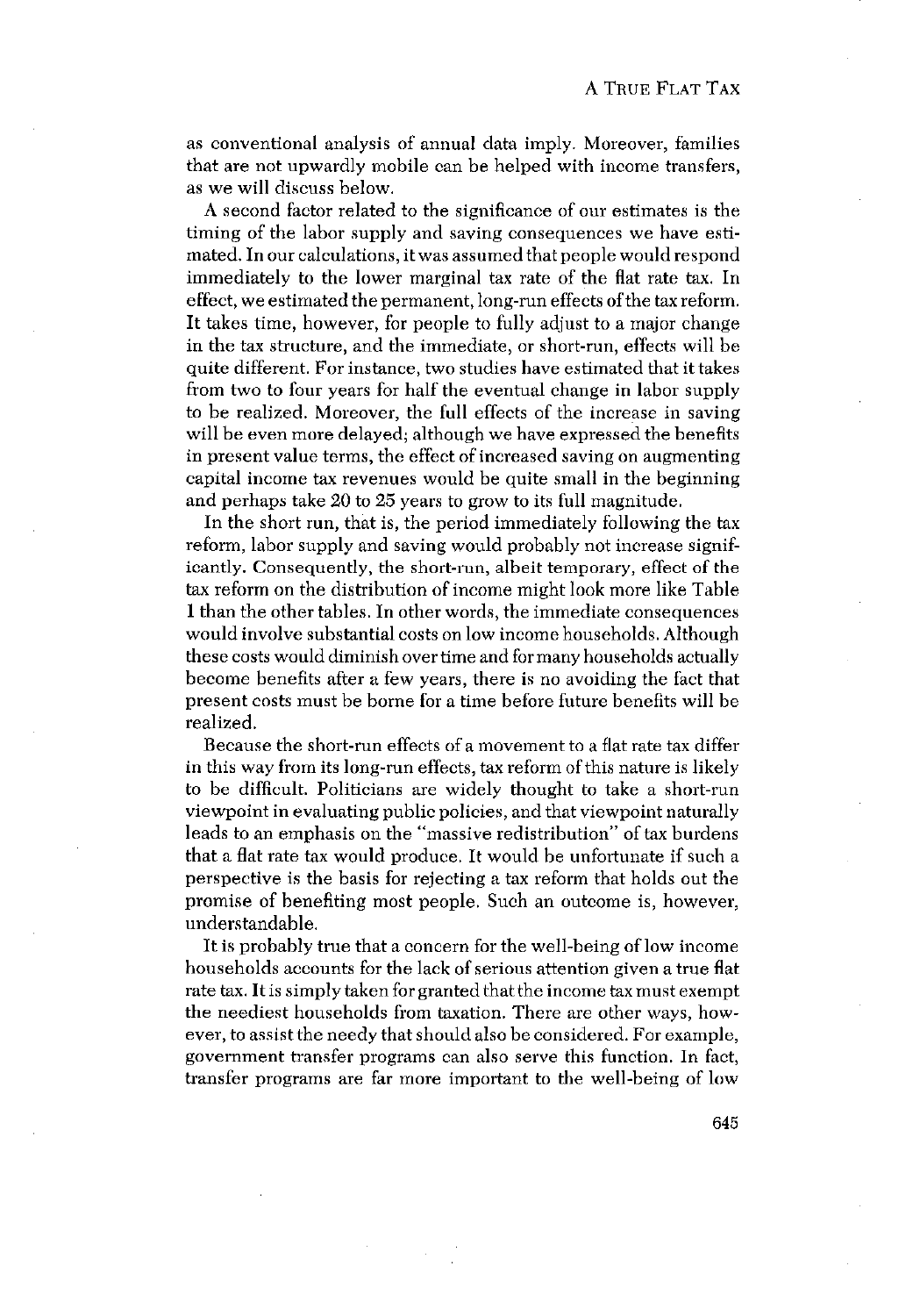as conventional analysis of annual data imply. Moreover, families that are not upwardly mobile can be helped with income transfers, as we will discuss below.

A second factor related to the significance of our estimates is the timing of the labor supply and saving consequences we have estimated. In our calculations, it was assumed that people would respond immediately to the lower marginal tax rate of the flat rate tax. In effect, we estimated the permanent, long-run effects of the tax reform. It takes time, however, for people to fully adjust to a major change in the tax structure, and the immediate, or short-run, effects will be quite different. For instance, two studies have estimated that it takes from two to four years for half the eventual change in labor supply to be realized. Moreover, the full effects of the increase in saving will be even more delayed; although we have expressed the benefits in present value terms, the effect of increased saving on augmenting capital income tax revenues would be quite small in the beginning and perhaps take 20 to 25 years to grow to its full magnitude.

In the short run, that is, the period immediately following the tax reform, labor supply and saving would probably not increase significantly. Consequently, the short-run, albeit temporary, effect of the tax reform on the distribution of income might look more like Table 1 than the other tables. In other words, the immediate consequences would involve substantial costs on low income households. Although these costs would diminish over time and for many households actually become benefits after a few years, there is no avoiding the fact that present costs must be borne for a time before future benefits will be realized.

Because the short-run effects of a movement to a flat rate tax differ in this way from its long-run effects, tax reform of this nature is likely to be difficult. Politicians are widely thought to take a short-run viewpoint in evaluating public policies, and that viewpoint naturally leads to an emphasis on the "massive redistribution" of tax burdens that a flat rate tax would produce. It would be unfortunate if such a perspective is the basis for rejecting a tax reform that holds out the promise of benefiting most people. Such an outcome is, however, understandable.

It is probably true that a concern for the well-being of low income households accounts for the lack of serious attention given a true flat rate tax. It is simply taken for granted that the income tax must exempt the neediest households from taxation. There are other ways, however, to assist the needy that should also be considered. For example, government transfer programs can also serve this function. In fact, transfer programs are far more important to the well-being of low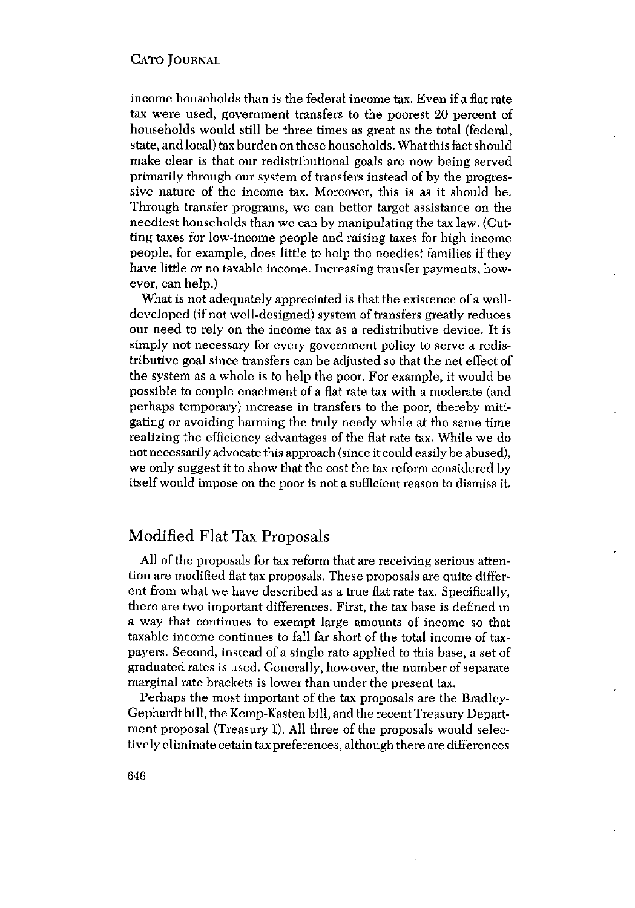income households than is the federal income tax. Even if a flat rate tax were used, government transfers to the poorest 20 percent of households would still be three times as great as the total (federal, state, and local) tax burden on these households. What this fact should make clear is that our redistributional goals are now being served primarily through our system of transfers instead of by the progressive nature of the income tax. Moreover, this is as it should be. Through transfer programs, we can better target assistance on the neediest households than we can by manipulating the tax law. (Cutting taxes for low-income people and raising taxes for high income people, for example, does little to help the neediest families if they have little or no taxable income. Increasing transfer payments, however, can help.)

What is not adequately appreciated is that the existence of a well-developed (if not well-designed) system of transfers greatly reduces our need to rely on the income tax as a redistributive device. It is simply not necessary for every government policy to serve a redistributive goal since transfers can be adjusted so that the net effect of the system as a whole is to help the poor. For example, it would be possible to couple enactment of a flat rate tax with a moderate (and perhaps temporary) increase in transfers to the poor, thereby mitigating or avoiding harming the truly needy while at the same time realizing the efficiency advantages of the flat rate tax. While we do not necessarily advocate this approach (since it could easily be abused), we only suggest it to show that the cost the tax reform considered by itself would impose on the poor is not a sufficient reason to dismiss it.

## Modified Flat Tax Proposals

All of the proposals for tax reform that are receiving serious attention are modified flat tax proposals. These proposals are quite different from what we have described as a true flat rate tax. Specifically, there are two important differences. First, the tax base is defined in a way that continues to exempt large amounts of income so that taxable income continues to fall far short of the total income of taxpayers. Second, instead of a single rate applied to this base, a set of graduated rates is used. Generally, however, the number of separate marginal rate brackets is lower than under the present tax.

Perhaps the most important of the tax proposals are the Bradley-Gephardt bill, the Kemp-Kasten bill, and the recent Treasury Department proposal (Treasury I). All three of the proposals would selectively eliminate cetain tax preferences, although there are differences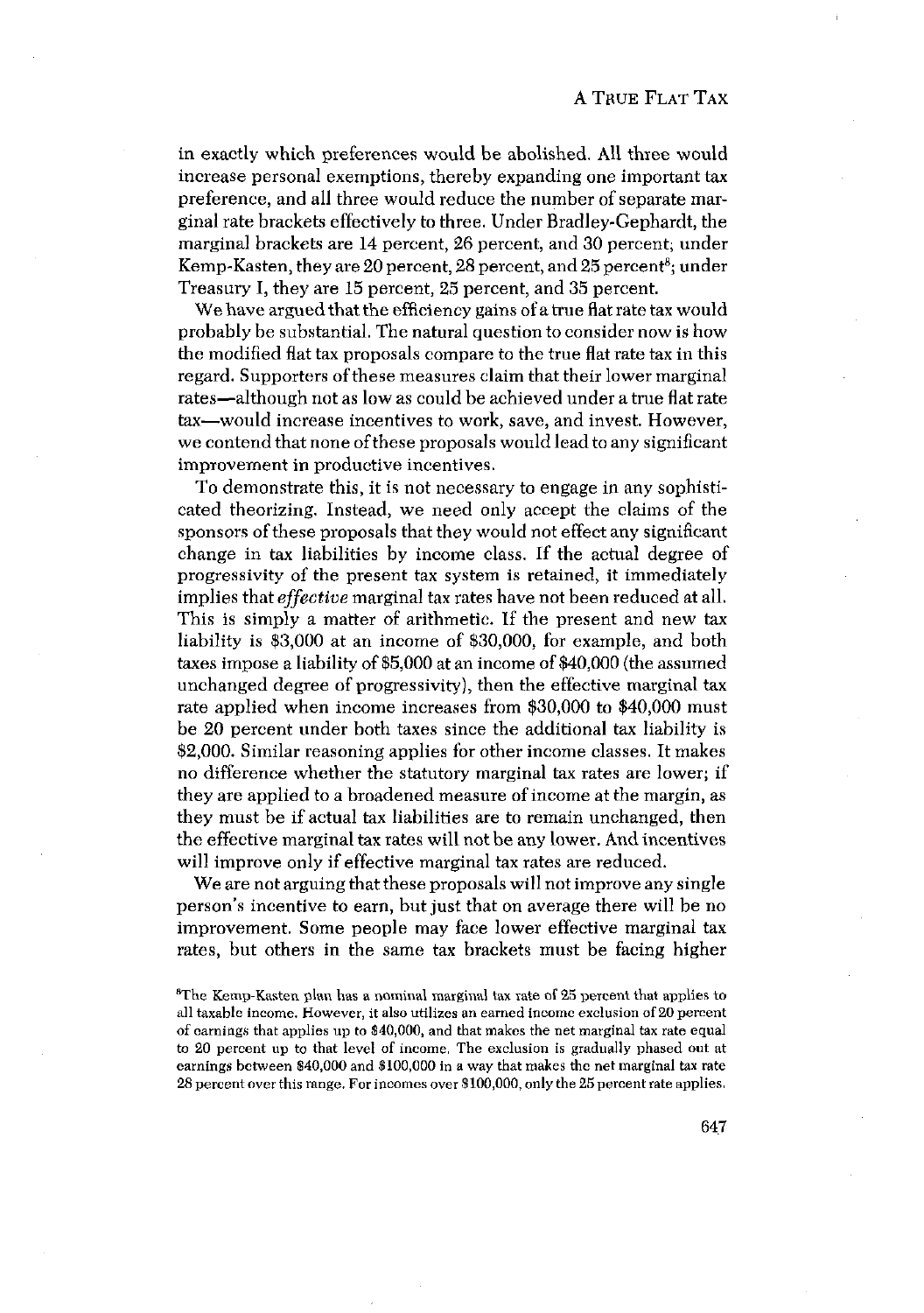in exactly which preferences would be abolished. All three would increase personal exemptions, thereby expanding one important tax preference, and all three would reduce the number of separate marginal rate brackets effectively to three. Under Bradley-Gephardt, the marginal brackets are 14 percent, 26 percent, and 30 percent; under Kemp-Kasten, they are 20 percent, 28 percent, and 25 percent[8]; under Treasury I, they are 15 percent, 25 percent, and 35 percent.

We have argued that the efficiency gains of a true flat rate tax would probably be substantial. The natural question to consider now is how the modified flat tax proposals compare to the true flat rate tax in this regard. Supporters of these measures claim that their lower marginal rates—although not as low as could be achieved under a true flat rate tax—would increase incentives to work, save, and invest. However, we contend that none of these proposals would lead to any significant improvement in productive incentives.

To demonstrate this, it is not necessary to engage in any sophisticated theorizing. Instead, we need only accept the claims of the sponsors of these proposals that they would not effect any significant change in tax liabilities by income class. If the actual degree of progressivity of the present tax system is retained, it immediately implies that *effective* marginal tax rates have not been reduced at all. This is simply a matter of arithmetic. If the present and new tax liability is \$3,000 at an income of \$30,000, for example, and both taxes impose a liability of \$5,000 at an income of \$40,000 (the assumed unchanged degree of progressivity), then the effective marginal tax rate applied when income increases from \$30,000 to \$40,000 must be 20 percent under both taxes since the additional tax liability is \$2,000. Similar reasoning applies for other income classes. It makes no difference whether the statutory marginal tax rates are lower; if they are applied to a broadened measure of income at the margin, as they must be if actual tax liabilities are to remain unchanged, then the effective marginal tax rates will not be any lower. And incentives will improve only if effective marginal tax rates are reduced.

We are not arguing that these proposals will not improve any single person's incentive to earn, but just that on average there will be no improvement. Some people may face lower effective marginal tax rates, but others in the same tax brackets must be facing higher

[8]The Kemp-Kasten plan has a nominal marginal tax rate of 25 percent that applies to all taxable income. However, it also utilizes an earned income exclusion of 20 percent of earnings that applies up to \$40,000, and that makes the net marginal tax rate equal to 20 percent up to that level of income. The exclusion is gradually phased out at earnings between \$40,000 and \$100,000 in a way that makes the net marginal tax rate 28 percent over this range. For incomes over \$100,000, only the 25 percent rate applies.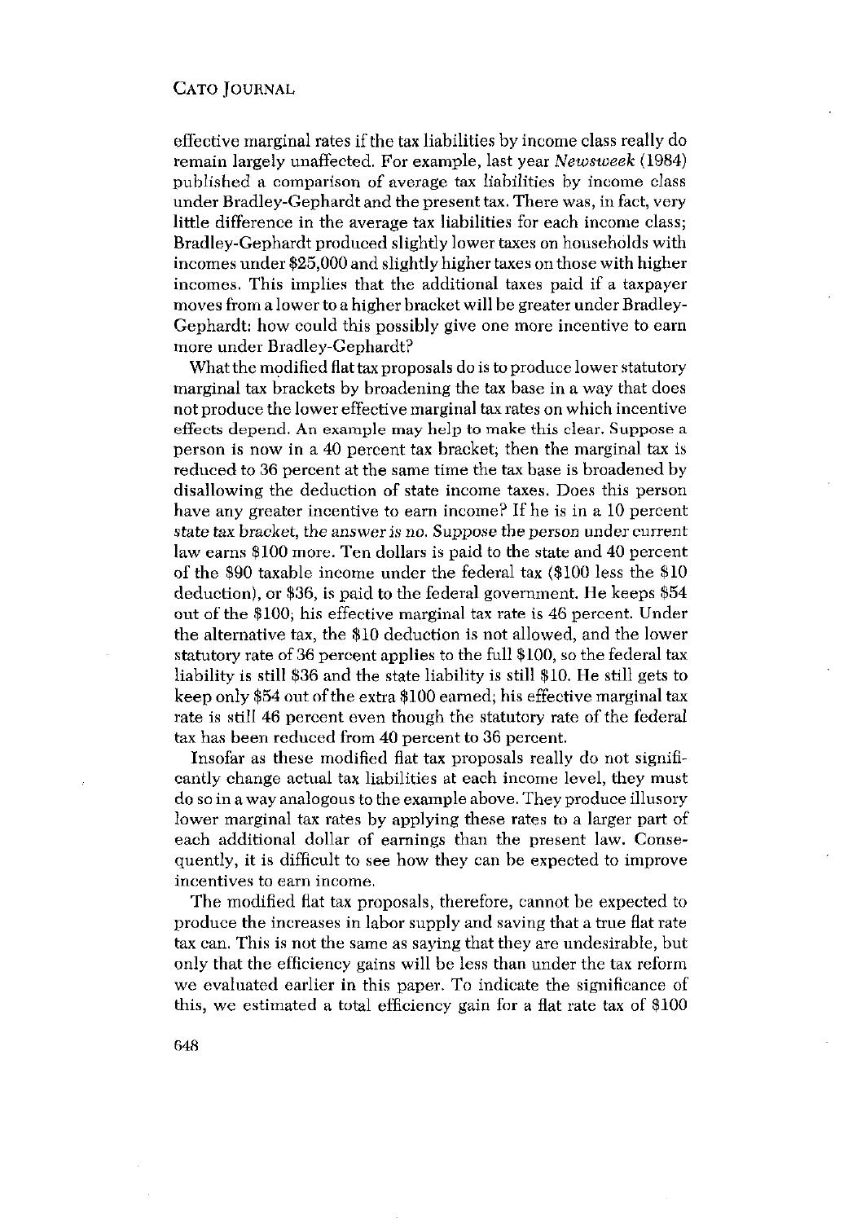effective marginal rates if the tax liabilities by income class really do remain largely unaffected. For example, last year *Newsweek* (1984) published a comparison of average tax liabilities by income class under Bradley-Gephardt and the present tax. There was, in fact, very little difference in the average tax liabilities for each income class; Bradley-Gephardt produced slightly lower taxes on households with incomes under $25,000 and slightly higher taxes on those with higher incomes. This implies that the additional taxes paid if a taxpayer moves from a lower to a higher bracket will be greater under Bradley-Gephardt: how could this possibly give one more incentive to earn more under Bradley-Gephardt?

What the modified flat tax proposals do is to produce lower statutory marginal tax brackets by broadening the tax base in a way that does not produce the lower effective marginal tax rates on which incentive effects depend. An example may help to make this clear. Suppose a person is now in a 40 percent tax bracket; then the marginal tax is reduced to 36 percent at the same time the tax base is broadened by disallowing the deduction of state income taxes. Does this person have any greater incentive to earn income? If he is in a 10 percent state tax bracket, the answer is no. Suppose the person under current law earns $100 more. Ten dollars is paid to the state and 40 percent of the $90 taxable income under the federal tax ($100 less the $10 deduction), or $36, is paid to the federal government. He keeps $54 out of the $100; his effective marginal tax rate is 46 percent. Under the alternative tax, the $10 deduction is not allowed, and the lower statutory rate of 36 percent applies to the full $100, so the federal tax liability is still $36 and the state liability is still $10. He still gets to keep only $54 out of the extra $100 earned; his effective marginal tax rate is still 46 percent even though the statutory rate of the federal tax has been reduced from 40 percent to 36 percent.

Insofar as these modified flat tax proposals really do not significantly change actual tax liabilities at each income level, they must do so in a way analogous to the example above. They produce illusory lower marginal tax rates by applying these rates to a larger part of each additional dollar of earnings than the present law. Consequently, it is difficult to see how they can be expected to improve incentives to earn income.

The modified flat tax proposals, therefore, cannot be expected to produce the increases in labor supply and saving that a true flat rate tax can. This is not the same as saying that they are undesirable, but only that the efficiency gains will be less than under the tax reform we evaluated earlier in this paper. To indicate the significance of this, we estimated a total efficiency gain for a flat rate tax of $100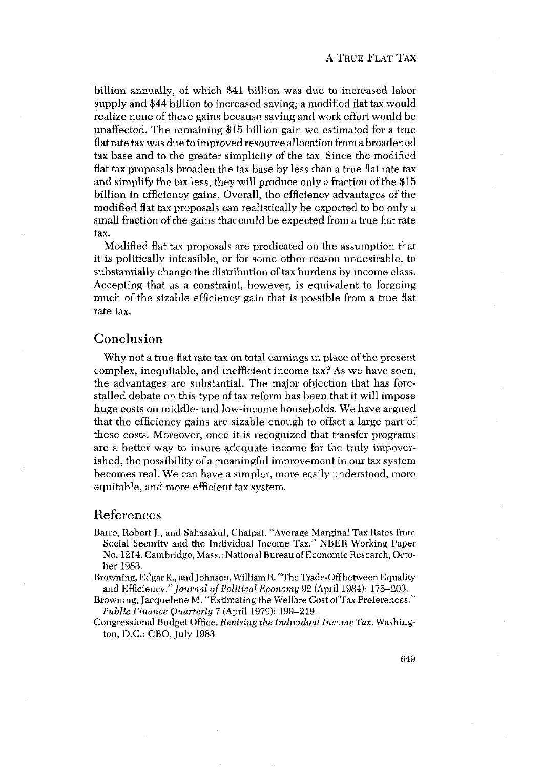billion annually, of which $41 billion was due to increased labor supply and $44 billion to increased saving; a modified flat tax would realize none of these gains because saving and work effort would be unaffected. The remaining $15 billion gain we estimated for a true flat rate tax was due to improved resource allocation from a broadened tax base and to the greater simplicity of the tax. Since the modified flat tax proposals broaden the tax base by less than a true flat rate tax and simplify the tax less, they will produce only a fraction of the $15 billion in efficiency gains. Overall, the efficiency advantages of the modified flat tax proposals can realistically be expected to be only a small fraction of the gains that could be expected from a true flat rate tax.

Modified flat tax proposals are predicated on the assumption that it is politically infeasible, or for some other reason undesirable, to substantially change the distribution of tax burdens by income class. Accepting that as a constraint, however, is equivalent to forgoing much of the sizable efficiency gain that is possible from a true flat rate tax.

## Conclusion

Why not a true flat rate tax on total earnings in place of the present complex, inequitable, and inefficient income tax? As we have seen, the advantages are substantial. The major objection that has forestalled debate on this type of tax reform has been that it will impose huge costs on middle- and low-income households. We have argued that the efficiency gains are sizable enough to offset a large part of these costs. Moreover, once it is recognized that transfer programs are a better way to insure adequate income for the truly impoverished, the possibility of a meaningful improvement in our tax system becomes real. We can have a simpler, more easily understood, more equitable, and more efficient tax system.

## References

Barro, Robert J., and Sahasakul, Chaipat. "Average Marginal Tax Rates from Social Security and the Individual Income Tax." NBER Working Paper No. 1214. Cambridge, Mass.: National Bureau of Economic Research, October 1983.

Browning, Edgar K., and Johnson, William R. "The Trade-Off between Equality and Efficiency." *Journal of Political Economy* 92 (April 1984): 175–203.

Browning, Jacquelene M. "Estimating the Welfare Cost of Tax Preferences." *Public Finance Quarterly* 7 (April 1979): 199–219.

Congressional Budget Office. *Revising the Individual Income Tax*. Washington, D.C.: CBO, July 1983.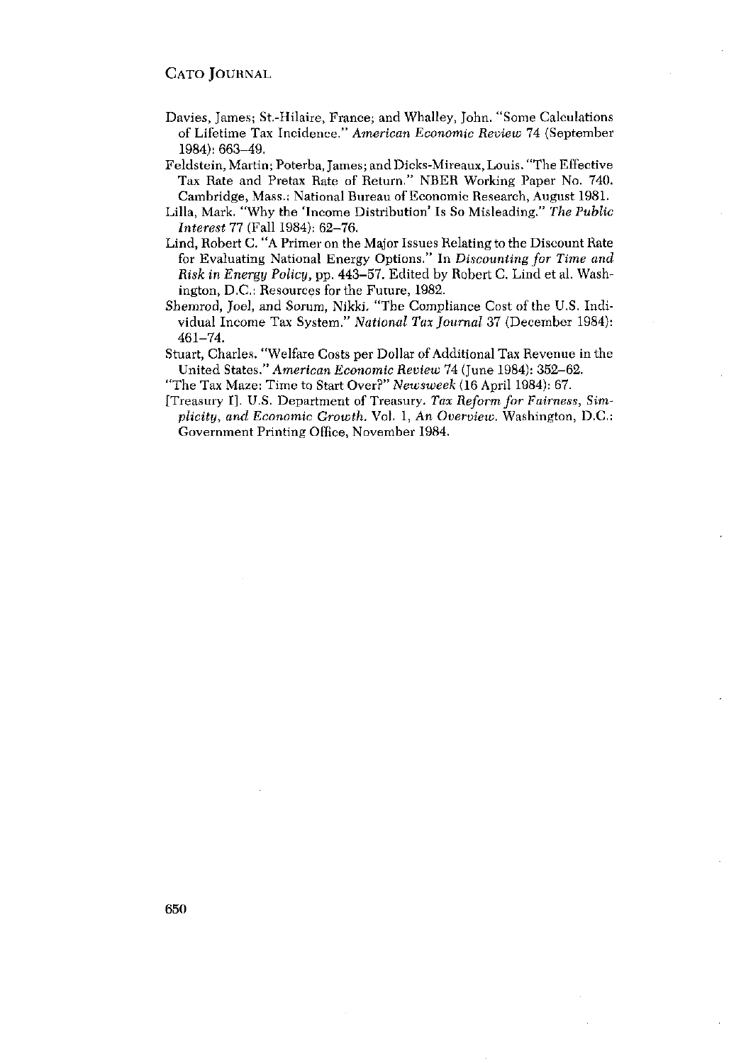Davies, James; St.-Hilaire, France; and Whalley, John. "Some Calculations of Lifetime Tax Incidence." *American Economic Review* 74 (September 1984): 663–49.

Feldstein, Martin; Poterba, James; and Dicks-Mireaux, Louis. "The Effective Tax Rate and Pretax Rate of Return." NBER Working Paper No. 740. Cambridge, Mass.: National Bureau of Economic Research, August 1981.

Lilla, Mark. "Why the 'Income Distribution' Is So Misleading." *The Public Interest* 77 (Fall 1984): 62–76.

Lind, Robert C. "A Primer on the Major Issues Relating to the Discount Rate for Evaluating National Energy Options." In *Discounting for Time and Risk in Energy Policy*, pp. 443–57. Edited by Robert C. Lind et al. Washington, D.C.: Resources for the Future, 1982.

Shemrod, Joel, and Sorum, Nikki. "The Compliance Cost of the U.S. Individual Income Tax System." *National Tax Journal* 37 (December 1984): 461–74.

Stuart, Charles. "Welfare Costs per Dollar of Additional Tax Revenue in the United States." *American Economic Review* 74 (June 1984): 352–62.

"The Tax Maze: Time to Start Over?" *Newsweek* (16 April 1984): 67.

[Treasury I]. U.S. Department of Treasury. *Tax Reform for Fairness, Simplicity, and Economic Growth*. Vol. 1, *An Overview*. Washington, D.C.: Government Printing Office, November 1984.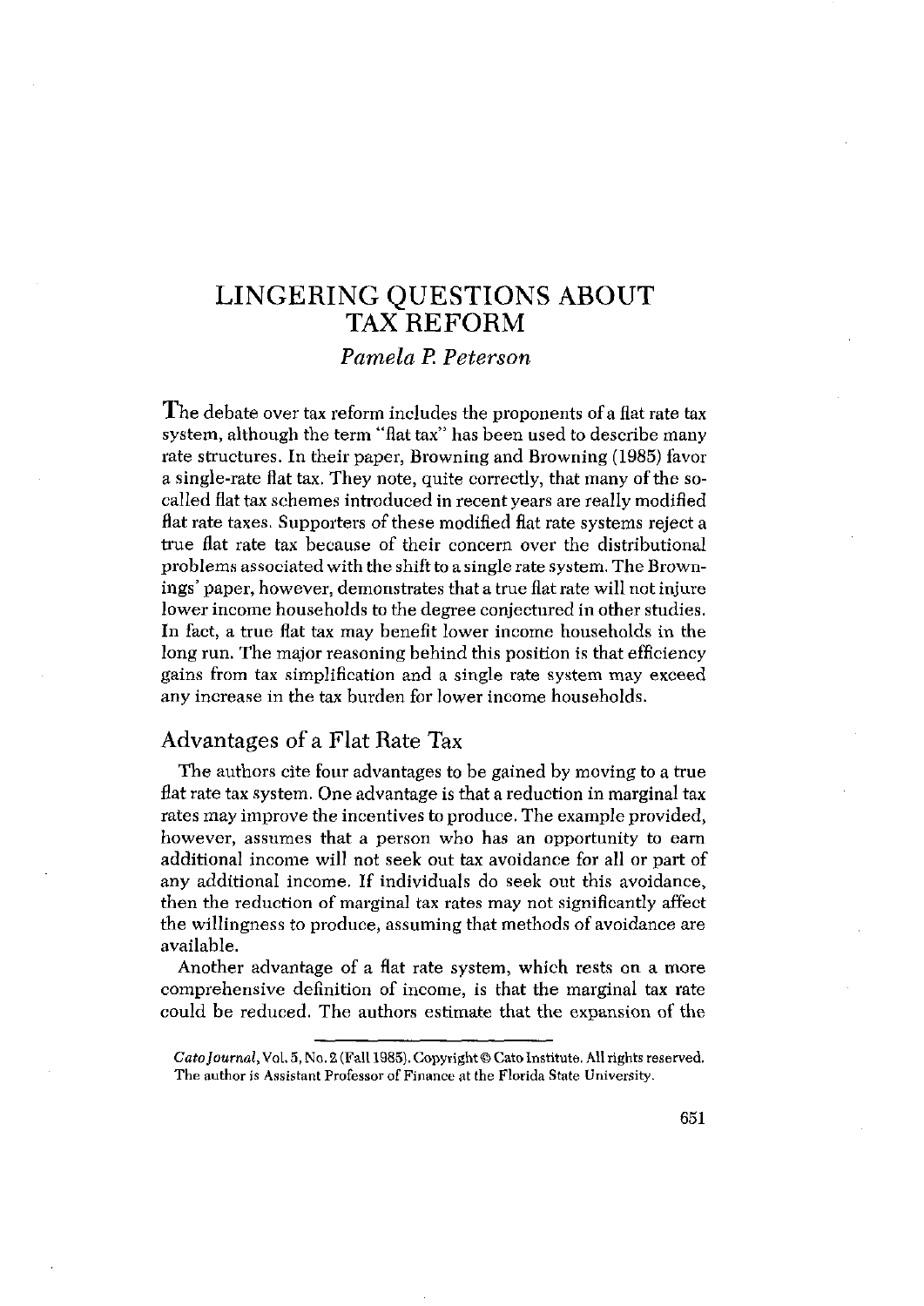# LINGERING QUESTIONS ABOUT TAX REFORM

*Pamela P. Peterson*

The debate over tax reform includes the proponents of a flat rate tax system, although the term "flat tax" has been used to describe many rate structures. In their paper, Browning and Browning (1985) favor a single-rate flat tax. They note, quite correctly, that many of the so-called flat tax schemes introduced in recent years are really modified flat rate taxes. Supporters of these modified flat rate systems reject a true flat rate tax because of their concern over the distributional problems associated with the shift to a single rate system. The Brownings' paper, however, demonstrates that a true flat rate will not injure lower income households to the degree conjectured in other studies. In fact, a true flat tax may benefit lower income households in the long run. The major reasoning behind this position is that efficiency gains from tax simplification and a single rate system may exceed any increase in the tax burden for lower income households.

## Advantages of a Flat Rate Tax

The authors cite four advantages to be gained by moving to a true flat rate tax system. One advantage is that a reduction in marginal tax rates may improve the incentives to produce. The example provided, however, assumes that a person who has an opportunity to earn additional income will not seek out tax avoidance for all or part of any additional income. If individuals do seek out this avoidance, then the reduction of marginal tax rates may not significantly affect the willingness to produce, assuming that methods of avoidance are available.

Another advantage of a flat rate system, which rests on a more comprehensive definition of income, is that the marginal tax rate could be reduced. The authors estimate that the expansion of the

*Cato Journal*, Vol. 5, No. 2 (Fall 1985). Copyright © Cato Institute. All rights reserved.
The author is Assistant Professor of Finance at the Florida State University.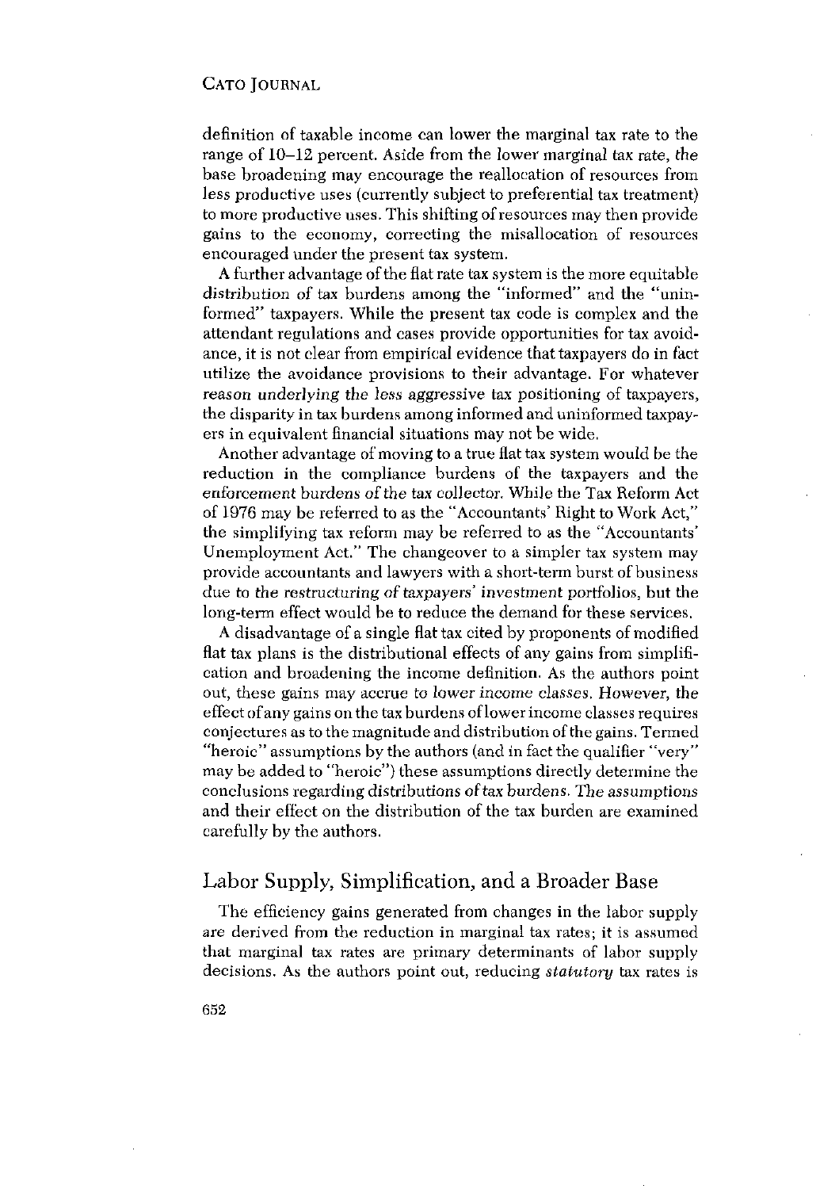definition of taxable income can lower the marginal tax rate to the range of 10–12 percent. Aside from the lower marginal tax rate, the base broadening may encourage the reallocation of resources from less productive uses (currently subject to preferential tax treatment) to more productive uses. This shifting of resources may then provide gains to the economy, correcting the misallocation of resources encouraged under the present tax system.

A further advantage of the flat rate tax system is the more equitable distribution of tax burdens among the "informed" and the "uninformed" taxpayers. While the present tax code is complex and the attendant regulations and cases provide opportunities for tax avoidance, it is not clear from empirical evidence that taxpayers do in fact utilize the avoidance provisions to their advantage. For whatever reason underlying the less aggressive tax positioning of taxpayers, the disparity in tax burdens among informed and uninformed taxpayers in equivalent financial situations may not be wide.

Another advantage of moving to a true flat tax system would be the reduction in the compliance burdens of the taxpayers and the enforcement burdens of the tax collector. While the Tax Reform Act of 1976 may be referred to as the "Accountants' Right to Work Act," the simplifying tax reform may be referred to as the "Accountants' Unemployment Act." The changeover to a simpler tax system may provide accountants and lawyers with a short-term burst of business due to the restructuring of taxpayers' investment portfolios, but the long-term effect would be to reduce the demand for these services.

A disadvantage of a single flat tax cited by proponents of modified flat tax plans is the distributional effects of any gains from simplification and broadening the income definition. As the authors point out, these gains may accrue to lower income classes. However, the effect of any gains on the tax burdens of lower income classes requires conjectures as to the magnitude and distribution of the gains. Termed "heroic" assumptions by the authors (and in fact the qualifier "very" may be added to "heroic") these assumptions directly determine the conclusions regarding distributions of tax burdens. The assumptions and their effect on the distribution of the tax burden are examined carefully by the authors.

## Labor Supply, Simplification, and a Broader Base

The efficiency gains generated from changes in the labor supply are derived from the reduction in marginal tax rates; it is assumed that marginal tax rates are primary determinants of labor supply decisions. As the authors point out, reducing *statutory* tax rates is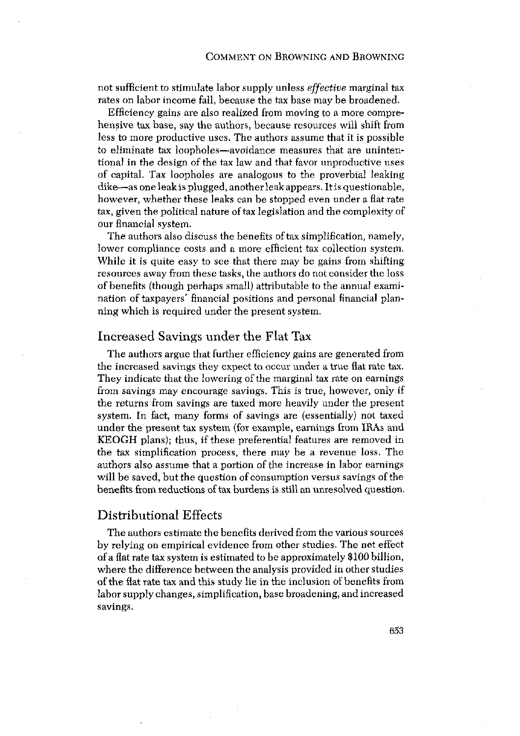not sufficient to stimulate labor supply unless *effective* marginal tax rates on labor income fall, because the tax base may be broadened.

Efficiency gains are also realized from moving to a more comprehensive tax base, say the authors, because resources will shift from less to more productive uses. The authors assume that it is possible to eliminate tax loopholes—avoidance measures that are unintentional in the design of the tax law and that favor unproductive uses of capital. Tax loopholes are analogous to the proverbial leaking dike—as one leak is plugged, another leak appears. It is questionable, however, whether these leaks can be stopped even under a flat rate tax, given the political nature of tax legislation and the complexity of our financial system.

The authors also discuss the benefits of tax simplification, namely, lower compliance costs and a more efficient tax collection system. While it is quite easy to see that there may be gains from shifting resources away from these tasks, the authors do not consider the loss of benefits (though perhaps small) attributable to the annual examination of taxpayers' financial positions and personal financial planning which is required under the present system.

## Increased Savings under the Flat Tax

The authors argue that further efficiency gains are generated from the increased savings they expect to occur under a true flat rate tax. They indicate that the lowering of the marginal tax rate on earnings from savings may encourage savings. This is true, however, only if the returns from savings are taxed more heavily under the present system. In fact, many forms of savings are (essentially) not taxed under the present tax system (for example, earnings from IRAs and KEOGH plans); thus, if these preferential features are removed in the tax simplification process, there may be a revenue loss. The authors also assume that a portion of the increase in labor earnings will be saved, but the question of consumption versus savings of the benefits from reductions of tax burdens is still an unresolved question.

## Distributional Effects

The authors estimate the benefits derived from the various sources by relying on empirical evidence from other studies. The net effect of a flat rate tax system is estimated to be approximately $100 billion, where the difference between the analysis provided in other studies of the flat rate tax and this study lie in the inclusion of benefits from labor supply changes, simplification, base broadening, and increased savings.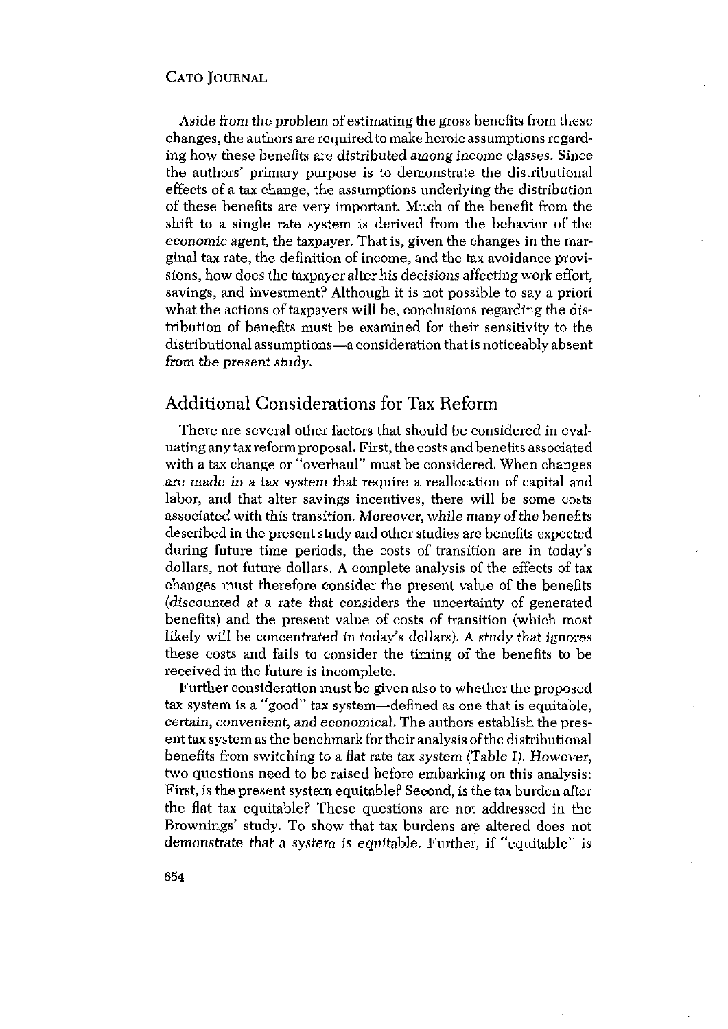Aside from the problem of estimating the gross benefits from these changes, the authors are required to make heroic assumptions regarding how these benefits are distributed among income classes. Since the authors' primary purpose is to demonstrate the distributional effects of a tax change, the assumptions underlying the distribution of these benefits are very important. Much of the benefit from the shift to a single rate system is derived from the behavior of the economic agent, the taxpayer. That is, given the changes in the marginal tax rate, the definition of income, and the tax avoidance provisions, how does the taxpayer alter his decisions affecting work effort, savings, and investment? Although it is not possible to say a priori what the actions of taxpayers will be, conclusions regarding the distribution of benefits must be examined for their sensitivity to the distributional assumptions—a consideration that is noticeably absent from the present study.

## Additional Considerations for Tax Reform

There are several other factors that should be considered in evaluating any tax reform proposal. First, the costs and benefits associated with a tax change or "overhaul" must be considered. When changes are made in a tax system that require a reallocation of capital and labor, and that alter savings incentives, there will be some costs associated with this transition. Moreover, while many of the benefits described in the present study and other studies are benefits expected during future time periods, the costs of transition are in today's dollars, not future dollars. A complete analysis of the effects of tax changes must therefore consider the present value of the benefits (discounted at a rate that considers the uncertainty of generated benefits) and the present value of costs of transition (which most likely will be concentrated in today's dollars). A study that ignores these costs and fails to consider the timing of the benefits to be received in the future is incomplete.

Further consideration must be given also to whether the proposed tax system is a "good" tax system—defined as one that is equitable, certain, convenient, and economical. The authors establish the present tax system as the benchmark for their analysis of the distributional benefits from switching to a flat rate tax system (Table I). However, two questions need to be raised before embarking on this analysis: First, is the present system equitable? Second, is the tax burden after the flat tax equitable? These questions are not addressed in the Brownings' study. To show that tax burdens are altered does not demonstrate that a system is equitable. Further, if "equitable" is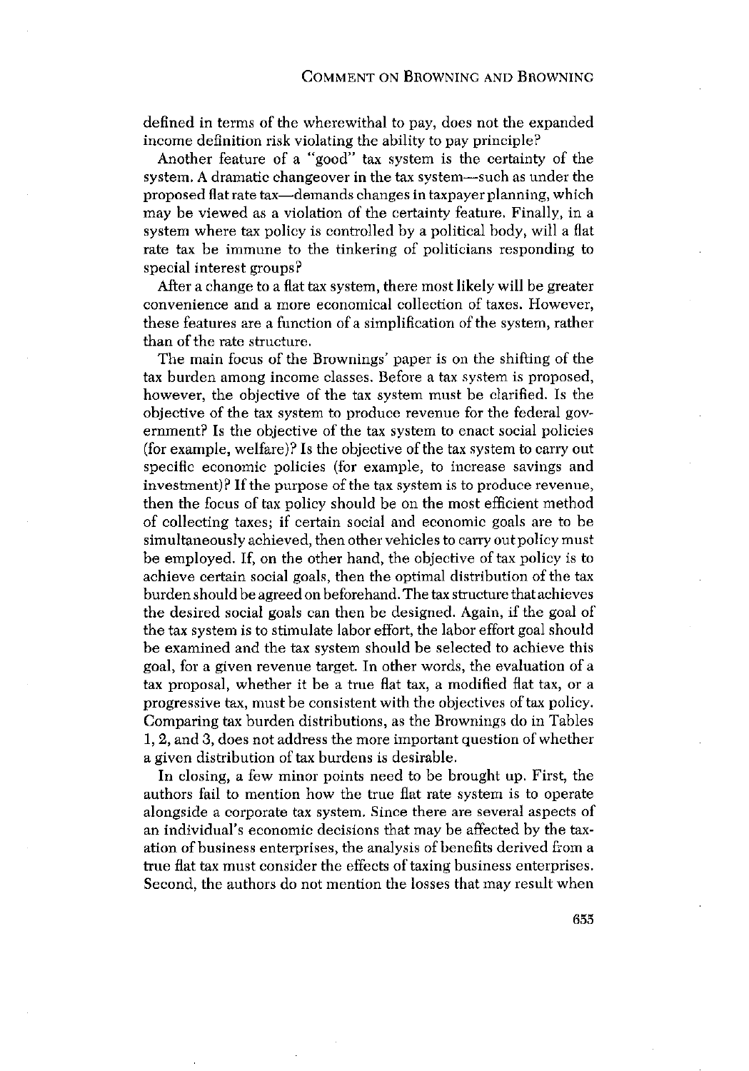defined in terms of the wherewithal to pay, does not the expanded income definition risk violating the ability to pay principle?

Another feature of a "good" tax system is the certainty of the system. A dramatic changeover in the tax system—such as under the proposed flat rate tax—demands changes in taxpayer planning, which may be viewed as a violation of the certainty feature. Finally, in a system where tax policy is controlled by a political body, will a flat rate tax be immune to the tinkering of politicians responding to special interest groups?

After a change to a flat tax system, there most likely will be greater convenience and a more economical collection of taxes. However, these features are a function of a simplification of the system, rather than of the rate structure.

The main focus of the Brownings' paper is on the shifting of the tax burden among income classes. Before a tax system is proposed, however, the objective of the tax system must be clarified. Is the objective of the tax system to produce revenue for the federal government? Is the objective of the tax system to enact social policies (for example, welfare)? Is the objective of the tax system to carry out specific economic policies (for example, to increase savings and investment)? If the purpose of the tax system is to produce revenue, then the focus of tax policy should be on the most efficient method of collecting taxes; if certain social and economic goals are to be simultaneously achieved, then other vehicles to carry out policy must be employed. If, on the other hand, the objective of tax policy is to achieve certain social goals, then the optimal distribution of the tax burden should be agreed on beforehand. The tax structure that achieves the desired social goals can then be designed. Again, if the goal of the tax system is to stimulate labor effort, the labor effort goal should be examined and the tax system should be selected to achieve this goal, for a given revenue target. In other words, the evaluation of a tax proposal, whether it be a true flat tax, a modified flat tax, or a progressive tax, must be consistent with the objectives of tax policy. Comparing tax burden distributions, as the Brownings do in Tables 1, 2, and 3, does not address the more important question of whether a given distribution of tax burdens is desirable.

In closing, a few minor points need to be brought up. First, the authors fail to mention how the true flat rate system is to operate alongside a corporate tax system. Since there are several aspects of an individual's economic decisions that may be affected by the taxation of business enterprises, the analysis of benefits derived from a true flat tax must consider the effects of taxing business enterprises. Second, the authors do not mention the losses that may result when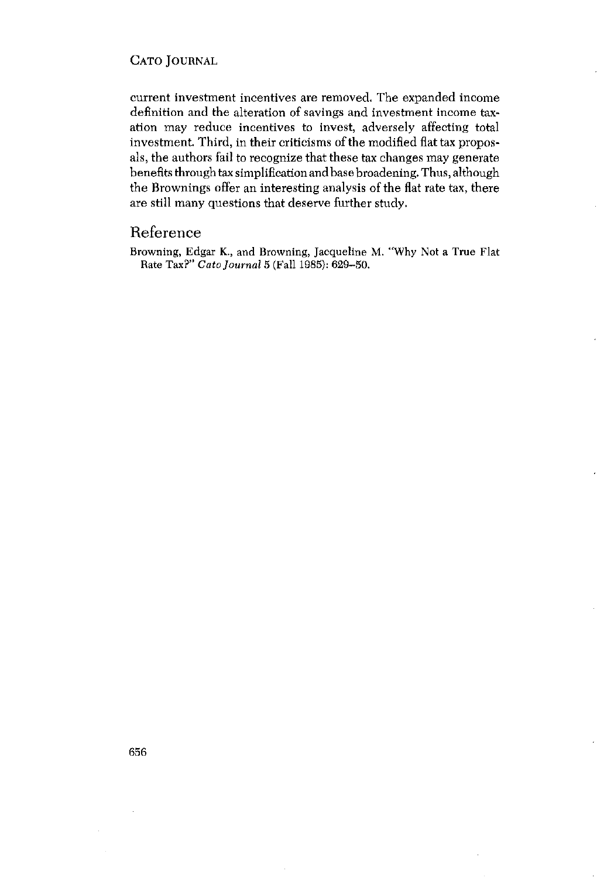current investment incentives are removed. The expanded income definition and the alteration of savings and investment income taxation may reduce incentives to invest, adversely affecting total investment. Third, in their criticisms of the modified flat tax proposals, the authors fail to recognize that these tax changes may generate benefits through tax simplification and base broadening. Thus, although the Brownings offer an interesting analysis of the flat rate tax, there are still many questions that deserve further study.

## Reference

Browning, Edgar K., and Browning, Jacqueline M. "Why Not a True Flat Rate Tax?" *Cato Journal* 5 (Fall 1985): 629–50.